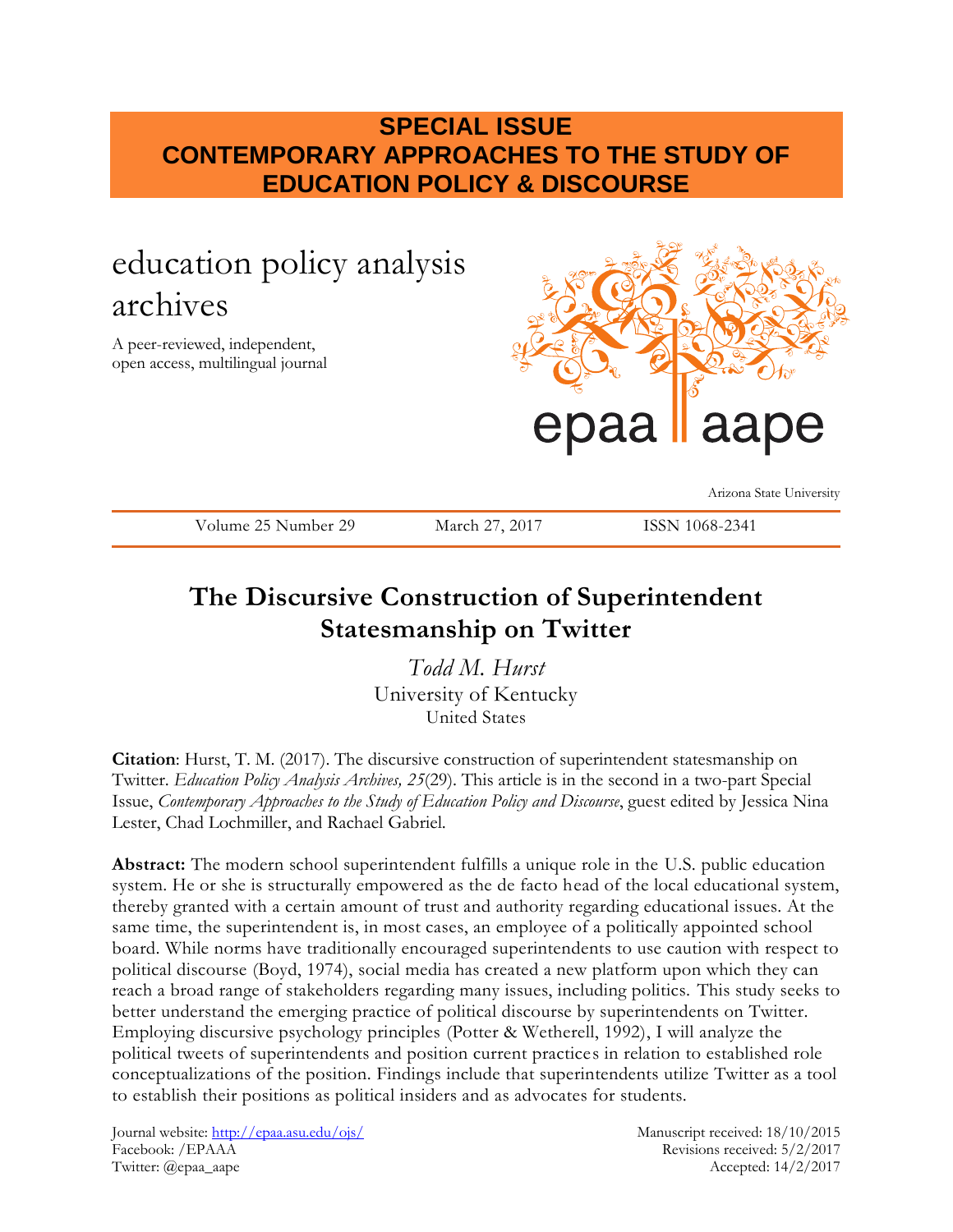**SPECIAL ISSUE**
**CONTEMPORARY APPROACHES TO THE STUDY OF EDUCATION POLICY & DISCOURSE**

education policy analysis archives

A peer-reviewed, independent, open access, multilingual journal

epaa aape

Arizona State University

Volume 25 Number 29 | March 27, 2017 | ISSN 1068-2341

# The Discursive Construction of Superintendent Statesmanship on Twitter

*Todd M. Hurst*
University of Kentucky
United States

**Citation**: Hurst, T. M. (2017). The discursive construction of superintendent statesmanship on Twitter. *Education Policy Analysis Archives, 25*(29). This article is in the second in a two-part Special Issue, *Contemporary Approaches to the Study of Education Policy and Discourse*, guest edited by Jessica Nina Lester, Chad Lochmiller, and Rachael Gabriel.

**Abstract:** The modern school superintendent fulfills a unique role in the U.S. public education system. He or she is structurally empowered as the de facto head of the local educational system, thereby granted with a certain amount of trust and authority regarding educational issues. At the same time, the superintendent is, in most cases, an employee of a politically appointed school board. While norms have traditionally encouraged superintendents to use caution with respect to political discourse (Boyd, 1974), social media has created a new platform upon which they can reach a broad range of stakeholders regarding many issues, including politics. This study seeks to better understand the emerging practice of political discourse by superintendents on Twitter. Employing discursive psychology principles (Potter & Wetherell, 1992), I will analyze the political tweets of superintendents and position current practices in relation to established role conceptualizations of the position. Findings include that superintendents utilize Twitter as a tool to establish their positions as political insiders and as advocates for students.

Journal website: http://epaa.asu.edu/ojs/
Facebook: /EPAAA
Twitter: @epaa_aape

Manuscript received: 18/10/2015
Revisions received: 5/2/2017
Accepted: 14/2/2017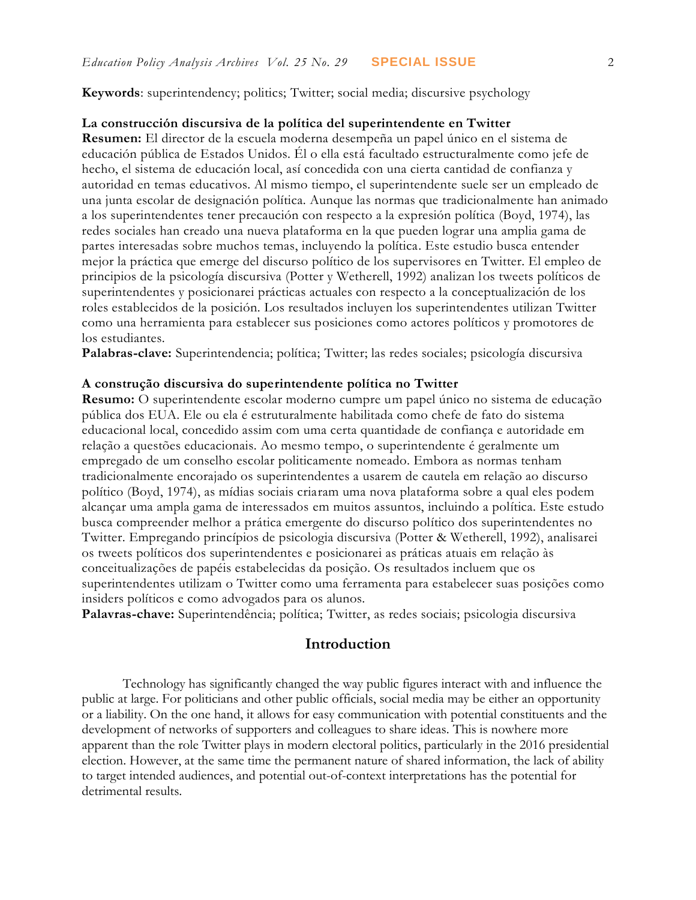**Keywords**: superintendency; politics; Twitter; social media; discursive psychology

**La construcción discursiva de la política del superintendente en Twitter**

**Resumen:** El director de la escuela moderna desempeña un papel único en el sistema de educación pública de Estados Unidos. Él o ella está facultado estructuralmente como jefe de hecho, el sistema de educación local, así concedida con una cierta cantidad de confianza y autoridad en temas educativos. Al mismo tiempo, el superintendente suele ser un empleado de una junta escolar de designación política. Aunque las normas que tradicionalmente han animado a los superintendentes tener precaución con respecto a la expresión política (Boyd, 1974), las redes sociales han creado una nueva plataforma en la que pueden lograr una amplia gama de partes interesadas sobre muchos temas, incluyendo la política. Este estudio busca entender mejor la práctica que emerge del discurso político de los supervisores en Twitter. El empleo de principios de la psicología discursiva (Potter y Wetherell, 1992) analizan los tweets políticos de superintendentes y posicionarei prácticas actuales con respecto a la conceptualización de los roles establecidos de la posición. Los resultados incluyen los superintendentes utilizan Twitter como una herramienta para establecer sus posiciones como actores políticos y promotores de los estudiantes.

**Palabras-clave:** Superintendencia; política; Twitter; las redes sociales; psicología discursiva

**A construção discursiva do superintendente política no Twitter**

**Resumo:** O superintendente escolar moderno cumpre um papel único no sistema de educação pública dos EUA. Ele ou ela é estruturalmente habilitada como chefe de fato do sistema educacional local, concedido assim com uma certa quantidade de confiança e autoridade em relação a questões educacionais. Ao mesmo tempo, o superintendente é geralmente um empregado de um conselho escolar politicamente nomeado. Embora as normas tenham tradicionalmente encorajado os superintendentes a usarem de cautela em relação ao discurso político (Boyd, 1974), as mídias sociais criaram uma nova plataforma sobre a qual eles podem alcançar uma ampla gama de interessados em muitos assuntos, incluindo a política. Este estudo busca compreender melhor a prática emergente do discurso político dos superintendentes no Twitter. Empregando princípios de psicologia discursiva (Potter & Wetherell, 1992), analisarei os tweets políticos dos superintendentes e posicionarei as práticas atuais em relação às conceitualizações de papéis estabelecidas da posição. Os resultados incluem que os superintendentes utilizam o Twitter como uma ferramenta para estabelecer suas posições como insiders políticos e como advogados para os alunos.

**Palavras-chave:** Superintendência; política; Twitter, as redes sociais; psicologia discursiva

## Introduction

Technology has significantly changed the way public figures interact with and influence the public at large. For politicians and other public officials, social media may be either an opportunity or a liability. On the one hand, it allows for easy communication with potential constituents and the development of networks of supporters and colleagues to share ideas. This is nowhere more apparent than the role Twitter plays in modern electoral politics, particularly in the 2016 presidential election. However, at the same time the permanent nature of shared information, the lack of ability to target intended audiences, and potential out-of-context interpretations has the potential for detrimental results.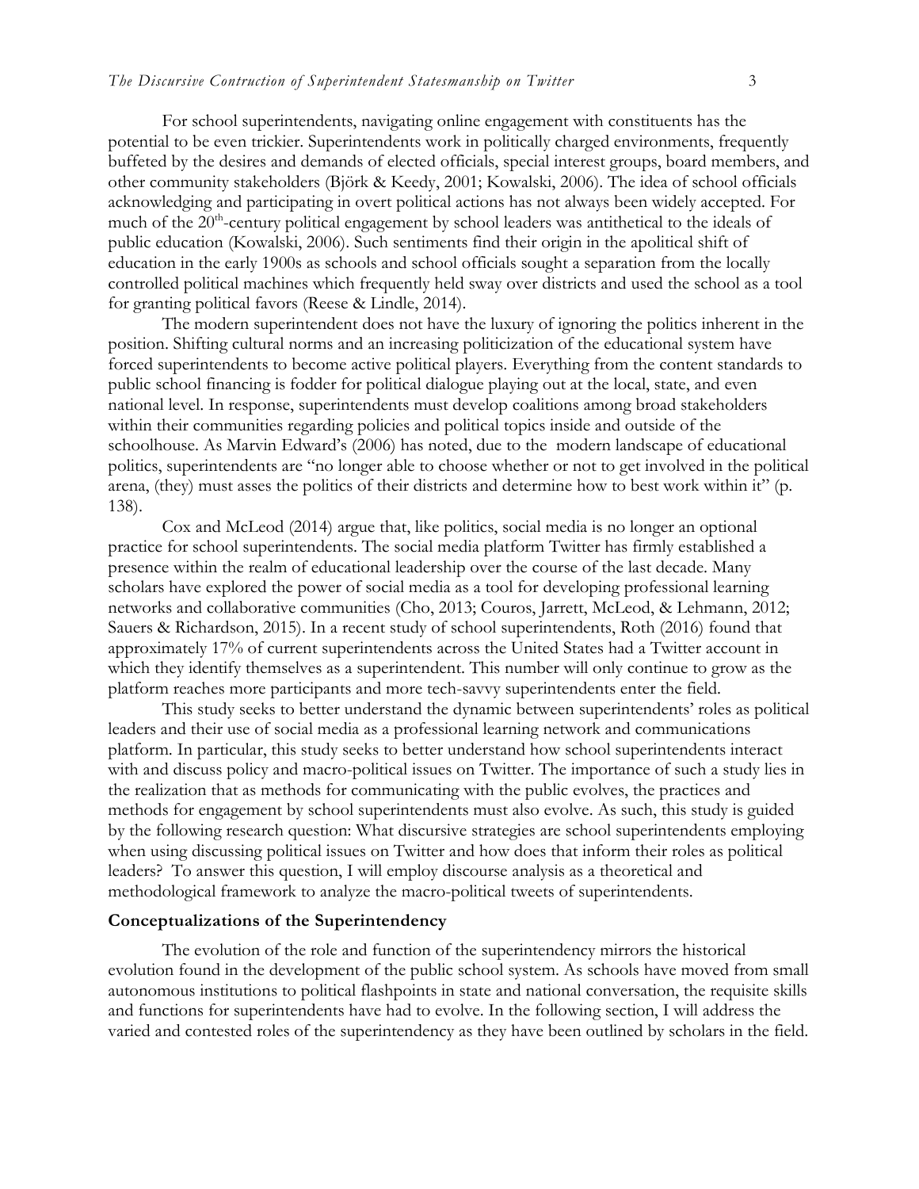For school superintendents, navigating online engagement with constituents has the potential to be even trickier. Superintendents work in politically charged environments, frequently buffeted by the desires and demands of elected officials, special interest groups, board members, and other community stakeholders (Björk & Keedy, 2001; Kowalski, 2006). The idea of school officials acknowledging and participating in overt political actions has not always been widely accepted. For much of the 20th-century political engagement by school leaders was antithetical to the ideals of public education (Kowalski, 2006). Such sentiments find their origin in the apolitical shift of education in the early 1900s as schools and school officials sought a separation from the locally controlled political machines which frequently held sway over districts and used the school as a tool for granting political favors (Reese & Lindle, 2014).

The modern superintendent does not have the luxury of ignoring the politics inherent in the position. Shifting cultural norms and an increasing politicization of the educational system have forced superintendents to become active political players. Everything from the content standards to public school financing is fodder for political dialogue playing out at the local, state, and even national level. In response, superintendents must develop coalitions among broad stakeholders within their communities regarding policies and political topics inside and outside of the schoolhouse. As Marvin Edward's (2006) has noted, due to the modern landscape of educational politics, superintendents are "no longer able to choose whether or not to get involved in the political arena, (they) must asses the politics of their districts and determine how to best work within it" (p. 138).

Cox and McLeod (2014) argue that, like politics, social media is no longer an optional practice for school superintendents. The social media platform Twitter has firmly established a presence within the realm of educational leadership over the course of the last decade. Many scholars have explored the power of social media as a tool for developing professional learning networks and collaborative communities (Cho, 2013; Couros, Jarrett, McLeod, & Lehmann, 2012; Sauers & Richardson, 2015). In a recent study of school superintendents, Roth (2016) found that approximately 17% of current superintendents across the United States had a Twitter account in which they identify themselves as a superintendent. This number will only continue to grow as the platform reaches more participants and more tech-savvy superintendents enter the field.

This study seeks to better understand the dynamic between superintendents' roles as political leaders and their use of social media as a professional learning network and communications platform. In particular, this study seeks to better understand how school superintendents interact with and discuss policy and macro-political issues on Twitter. The importance of such a study lies in the realization that as methods for communicating with the public evolves, the practices and methods for engagement by school superintendents must also evolve. As such, this study is guided by the following research question: What discursive strategies are school superintendents employing when using discussing political issues on Twitter and how does that inform their roles as political leaders? To answer this question, I will employ discourse analysis as a theoretical and methodological framework to analyze the macro-political tweets of superintendents.

## Conceptualizations of the Superintendency

The evolution of the role and function of the superintendency mirrors the historical evolution found in the development of the public school system. As schools have moved from small autonomous institutions to political flashpoints in state and national conversation, the requisite skills and functions for superintendents have had to evolve. In the following section, I will address the varied and contested roles of the superintendency as they have been outlined by scholars in the field.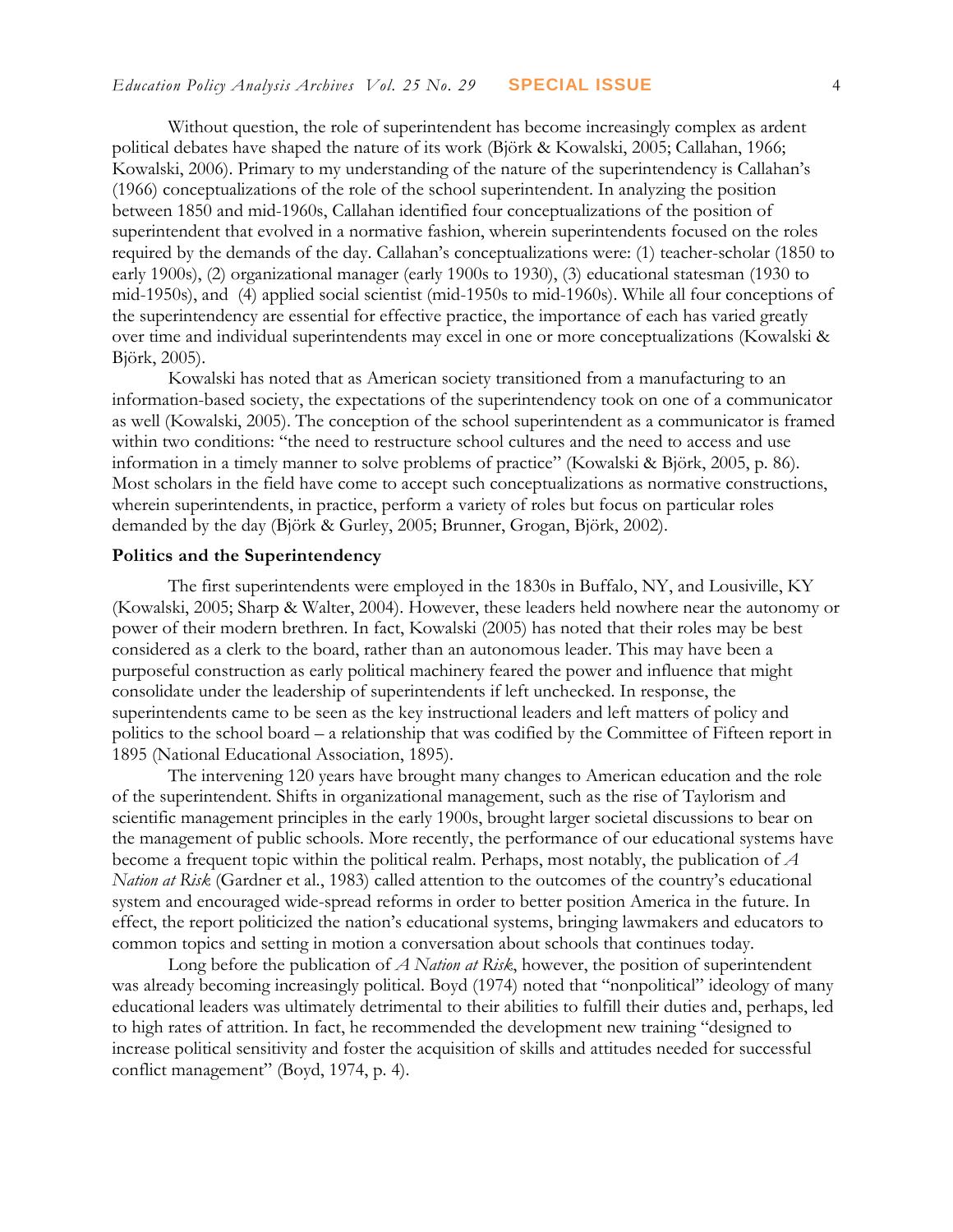Without question, the role of superintendent has become increasingly complex as ardent political debates have shaped the nature of its work (Björk & Kowalski, 2005; Callahan, 1966; Kowalski, 2006). Primary to my understanding of the nature of the superintendency is Callahan's (1966) conceptualizations of the role of the school superintendent. In analyzing the position between 1850 and mid-1960s, Callahan identified four conceptualizations of the position of superintendent that evolved in a normative fashion, wherein superintendents focused on the roles required by the demands of the day. Callahan's conceptualizations were: (1) teacher-scholar (1850 to early 1900s), (2) organizational manager (early 1900s to 1930), (3) educational statesman (1930 to mid-1950s), and (4) applied social scientist (mid-1950s to mid-1960s). While all four conceptions of the superintendency are essential for effective practice, the importance of each has varied greatly over time and individual superintendents may excel in one or more conceptualizations (Kowalski & Björk, 2005).

Kowalski has noted that as American society transitioned from a manufacturing to an information-based society, the expectations of the superintendency took on one of a communicator as well (Kowalski, 2005). The conception of the school superintendent as a communicator is framed within two conditions: "the need to restructure school cultures and the need to access and use information in a timely manner to solve problems of practice" (Kowalski & Björk, 2005, p. 86). Most scholars in the field have come to accept such conceptualizations as normative constructions, wherein superintendents, in practice, perform a variety of roles but focus on particular roles demanded by the day (Björk & Gurley, 2005; Brunner, Grogan, Björk, 2002).

## Politics and the Superintendency

The first superintendents were employed in the 1830s in Buffalo, NY, and Lousiville, KY (Kowalski, 2005; Sharp & Walter, 2004). However, these leaders held nowhere near the autonomy or power of their modern brethren. In fact, Kowalski (2005) has noted that their roles may be best considered as a clerk to the board, rather than an autonomous leader. This may have been a purposeful construction as early political machinery feared the power and influence that might consolidate under the leadership of superintendents if left unchecked. In response, the superintendents came to be seen as the key instructional leaders and left matters of policy and politics to the school board – a relationship that was codified by the Committee of Fifteen report in 1895 (National Educational Association, 1895).

The intervening 120 years have brought many changes to American education and the role of the superintendent. Shifts in organizational management, such as the rise of Taylorism and scientific management principles in the early 1900s, brought larger societal discussions to bear on the management of public schools. More recently, the performance of our educational systems have become a frequent topic within the political realm. Perhaps, most notably, the publication of *A Nation at Risk* (Gardner et al., 1983) called attention to the outcomes of the country's educational system and encouraged wide-spread reforms in order to better position America in the future. In effect, the report politicized the nation's educational systems, bringing lawmakers and educators to common topics and setting in motion a conversation about schools that continues today.

Long before the publication of *A Nation at Risk*, however, the position of superintendent was already becoming increasingly political. Boyd (1974) noted that "nonpolitical" ideology of many educational leaders was ultimately detrimental to their abilities to fulfill their duties and, perhaps, led to high rates of attrition. In fact, he recommended the development new training "designed to increase political sensitivity and foster the acquisition of skills and attitudes needed for successful conflict management" (Boyd, 1974, p. 4).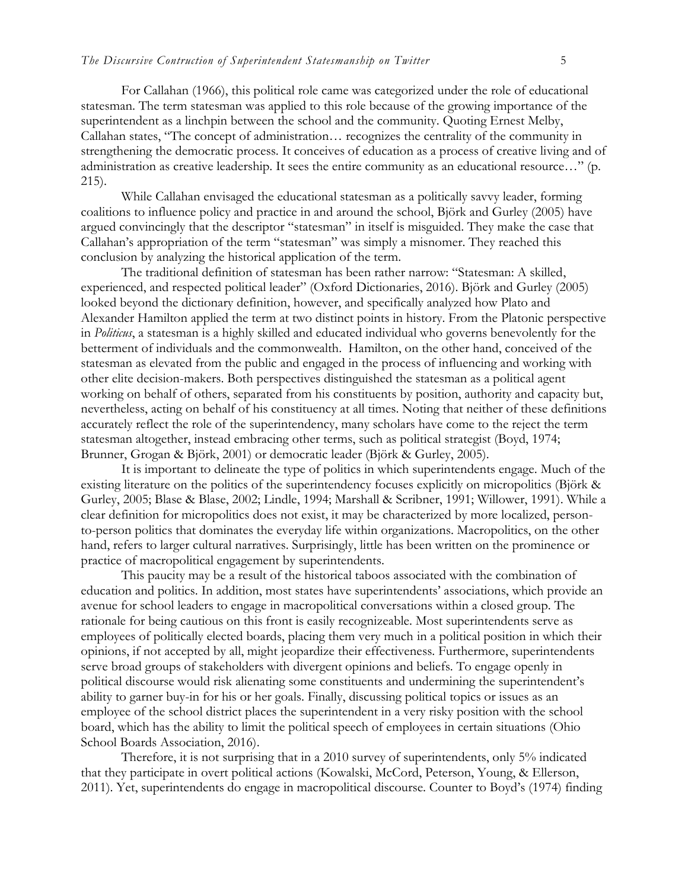For Callahan (1966), this political role came was categorized under the role of educational statesman. The term statesman was applied to this role because of the growing importance of the superintendent as a linchpin between the school and the community. Quoting Ernest Melby, Callahan states, "The concept of administration… recognizes the centrality of the community in strengthening the democratic process. It conceives of education as a process of creative living and of administration as creative leadership. It sees the entire community as an educational resource…" (p. 215).

While Callahan envisaged the educational statesman as a politically savvy leader, forming coalitions to influence policy and practice in and around the school, Björk and Gurley (2005) have argued convincingly that the descriptor "statesman" in itself is misguided. They make the case that Callahan's appropriation of the term "statesman" was simply a misnomer. They reached this conclusion by analyzing the historical application of the term.

The traditional definition of statesman has been rather narrow: "Statesman: A skilled, experienced, and respected political leader" (Oxford Dictionaries, 2016). Björk and Gurley (2005) looked beyond the dictionary definition, however, and specifically analyzed how Plato and Alexander Hamilton applied the term at two distinct points in history. From the Platonic perspective in *Politicus*, a statesman is a highly skilled and educated individual who governs benevolently for the betterment of individuals and the commonwealth. Hamilton, on the other hand, conceived of the statesman as elevated from the public and engaged in the process of influencing and working with other elite decision-makers. Both perspectives distinguished the statesman as a political agent working on behalf of others, separated from his constituents by position, authority and capacity but, nevertheless, acting on behalf of his constituency at all times. Noting that neither of these definitions accurately reflect the role of the superintendency, many scholars have come to the reject the term statesman altogether, instead embracing other terms, such as political strategist (Boyd, 1974; Brunner, Grogan & Björk, 2001) or democratic leader (Björk & Gurley, 2005).

It is important to delineate the type of politics in which superintendents engage. Much of the existing literature on the politics of the superintendency focuses explicitly on micropolitics (Björk & Gurley, 2005; Blase & Blase, 2002; Lindle, 1994; Marshall & Scribner, 1991; Willower, 1991). While a clear definition for micropolitics does not exist, it may be characterized by more localized, person-to-person politics that dominates the everyday life within organizations. Macropolitics, on the other hand, refers to larger cultural narratives. Surprisingly, little has been written on the prominence or practice of macropolitical engagement by superintendents.

This paucity may be a result of the historical taboos associated with the combination of education and politics. In addition, most states have superintendents' associations, which provide an avenue for school leaders to engage in macropolitical conversations within a closed group. The rationale for being cautious on this front is easily recognizeable. Most superintendents serve as employees of politically elected boards, placing them very much in a political position in which their opinions, if not accepted by all, might jeopardize their effectiveness. Furthermore, superintendents serve broad groups of stakeholders with divergent opinions and beliefs. To engage openly in political discourse would risk alienating some constituents and undermining the superintendent's ability to garner buy-in for his or her goals. Finally, discussing political topics or issues as an employee of the school district places the superintendent in a very risky position with the school board, which has the ability to limit the political speech of employees in certain situations (Ohio School Boards Association, 2016).

Therefore, it is not surprising that in a 2010 survey of superintendents, only 5% indicated that they participate in overt political actions (Kowalski, McCord, Peterson, Young, & Ellerson, 2011). Yet, superintendents do engage in macropolitical discourse. Counter to Boyd's (1974) finding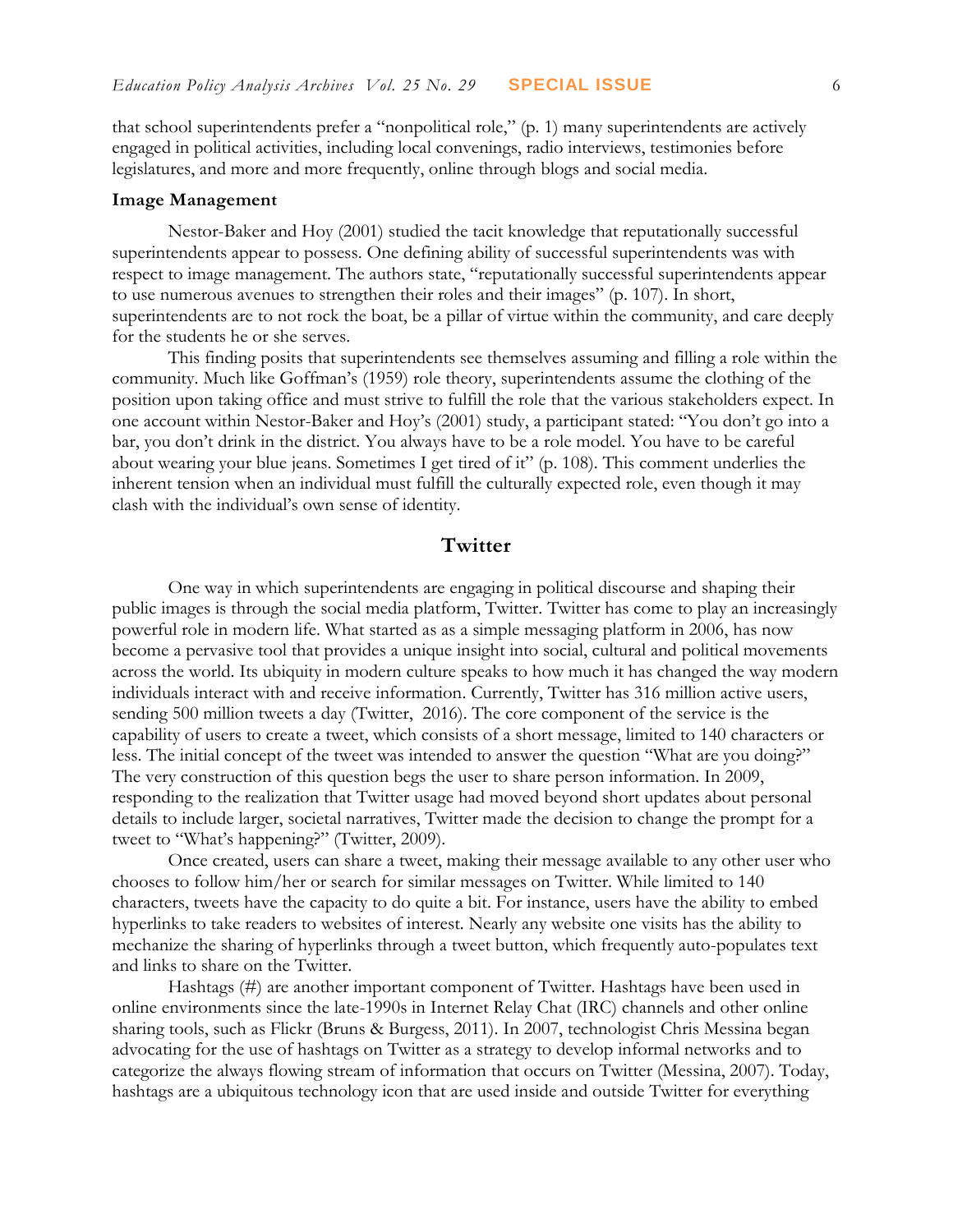that school superintendents prefer a "nonpolitical role," (p. 1) many superintendents are actively engaged in political activities, including local convenings, radio interviews, testimonies before legislatures, and more and more frequently, online through blogs and social media.

### Image Management

Nestor-Baker and Hoy (2001) studied the tacit knowledge that reputationally successful superintendents appear to possess. One defining ability of successful superintendents was with respect to image management. The authors state, "reputationally successful superintendents appear to use numerous avenues to strengthen their roles and their images" (p. 107). In short, superintendents are to not rock the boat, be a pillar of virtue within the community, and care deeply for the students he or she serves.

This finding posits that superintendents see themselves assuming and filling a role within the community. Much like Goffman's (1959) role theory, superintendents assume the clothing of the position upon taking office and must strive to fulfill the role that the various stakeholders expect. In one account within Nestor-Baker and Hoy's (2001) study, a participant stated: "You don't go into a bar, you don't drink in the district. You always have to be a role model. You have to be careful about wearing your blue jeans. Sometimes I get tired of it" (p. 108). This comment underlies the inherent tension when an individual must fulfill the culturally expected role, even though it may clash with the individual's own sense of identity.

## Twitter

One way in which superintendents are engaging in political discourse and shaping their public images is through the social media platform, Twitter. Twitter has come to play an increasingly powerful role in modern life. What started as as a simple messaging platform in 2006, has now become a pervasive tool that provides a unique insight into social, cultural and political movements across the world. Its ubiquity in modern culture speaks to how much it has changed the way modern individuals interact with and receive information. Currently, Twitter has 316 million active users, sending 500 million tweets a day (Twitter, 2016). The core component of the service is the capability of users to create a tweet, which consists of a short message, limited to 140 characters or less. The initial concept of the tweet was intended to answer the question "What are you doing?" The very construction of this question begs the user to share person information. In 2009, responding to the realization that Twitter usage had moved beyond short updates about personal details to include larger, societal narratives, Twitter made the decision to change the prompt for a tweet to "What's happening?" (Twitter, 2009).

Once created, users can share a tweet, making their message available to any other user who chooses to follow him/her or search for similar messages on Twitter. While limited to 140 characters, tweets have the capacity to do quite a bit. For instance, users have the ability to embed hyperlinks to take readers to websites of interest. Nearly any website one visits has the ability to mechanize the sharing of hyperlinks through a tweet button, which frequently auto-populates text and links to share on the Twitter.

Hashtags (#) are another important component of Twitter. Hashtags have been used in online environments since the late-1990s in Internet Relay Chat (IRC) channels and other online sharing tools, such as Flickr (Bruns & Burgess, 2011). In 2007, technologist Chris Messina began advocating for the use of hashtags on Twitter as a strategy to develop informal networks and to categorize the always flowing stream of information that occurs on Twitter (Messina, 2007). Today, hashtags are a ubiquitous technology icon that are used inside and outside Twitter for everything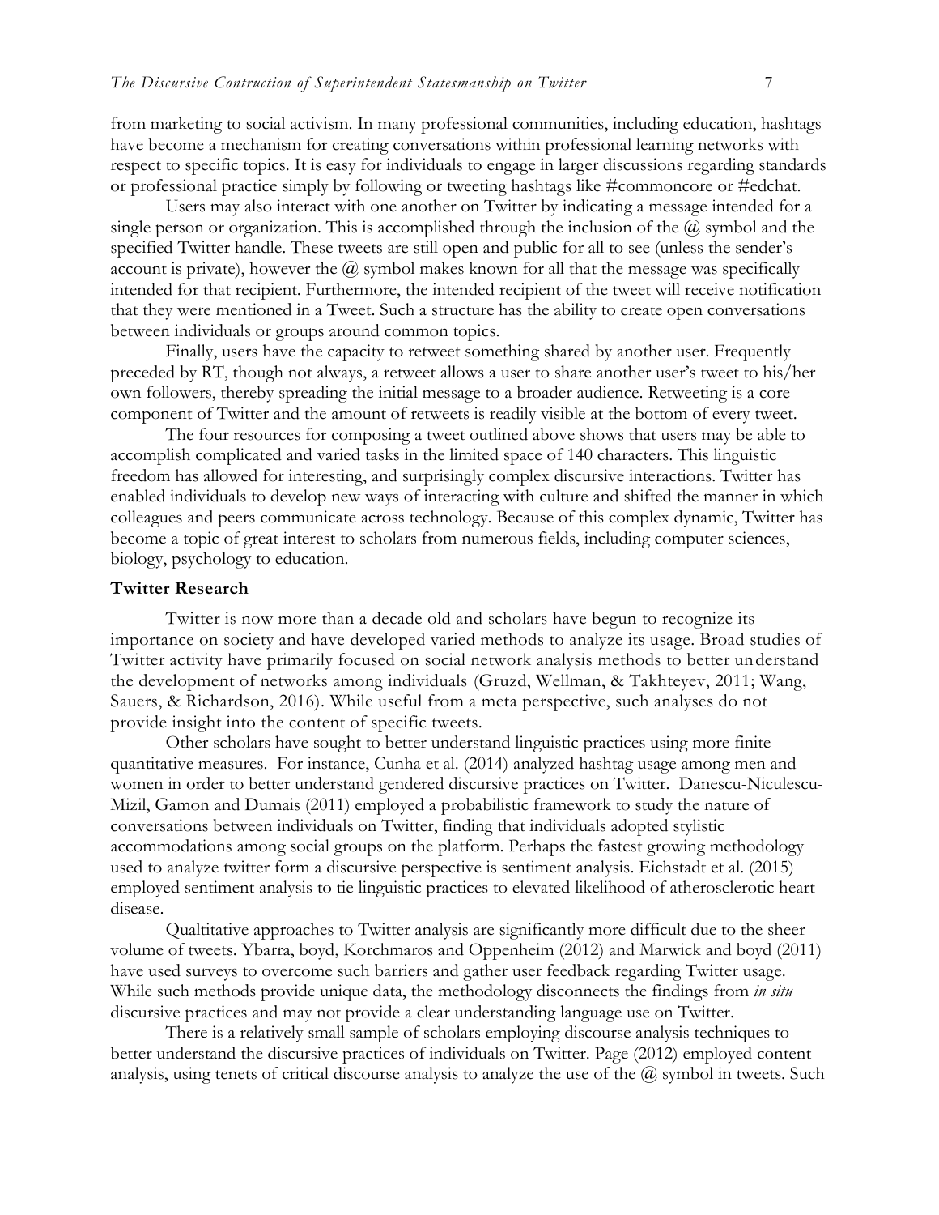from marketing to social activism. In many professional communities, including education, hashtags have become a mechanism for creating conversations within professional learning networks with respect to specific topics. It is easy for individuals to engage in larger discussions regarding standards or professional practice simply by following or tweeting hashtags like #commoncore or #edchat.

Users may also interact with one another on Twitter by indicating a message intended for a single person or organization. This is accomplished through the inclusion of the @ symbol and the specified Twitter handle. These tweets are still open and public for all to see (unless the sender's account is private), however the @ symbol makes known for all that the message was specifically intended for that recipient. Furthermore, the intended recipient of the tweet will receive notification that they were mentioned in a Tweet. Such a structure has the ability to create open conversations between individuals or groups around common topics.

Finally, users have the capacity to retweet something shared by another user. Frequently preceded by RT, though not always, a retweet allows a user to share another user's tweet to his/her own followers, thereby spreading the initial message to a broader audience. Retweeting is a core component of Twitter and the amount of retweets is readily visible at the bottom of every tweet.

The four resources for composing a tweet outlined above shows that users may be able to accomplish complicated and varied tasks in the limited space of 140 characters. This linguistic freedom has allowed for interesting, and surprisingly complex discursive interactions. Twitter has enabled individuals to develop new ways of interacting with culture and shifted the manner in which colleagues and peers communicate across technology. Because of this complex dynamic, Twitter has become a topic of great interest to scholars from numerous fields, including computer sciences, biology, psychology to education.

**Twitter Research**

Twitter is now more than a decade old and scholars have begun to recognize its importance on society and have developed varied methods to analyze its usage. Broad studies of Twitter activity have primarily focused on social network analysis methods to better understand the development of networks among individuals (Gruzd, Wellman, & Takhteyev, 2011; Wang, Sauers, & Richardson, 2016). While useful from a meta perspective, such analyses do not provide insight into the content of specific tweets.

Other scholars have sought to better understand linguistic practices using more finite quantitative measures. For instance, Cunha et al. (2014) analyzed hashtag usage among men and women in order to better understand gendered discursive practices on Twitter. Danescu-Niculescu-Mizil, Gamon and Dumais (2011) employed a probabilistic framework to study the nature of conversations between individuals on Twitter, finding that individuals adopted stylistic accommodations among social groups on the platform. Perhaps the fastest growing methodology used to analyze twitter form a discursive perspective is sentiment analysis. Eichstadt et al. (2015) employed sentiment analysis to tie linguistic practices to elevated likelihood of atherosclerotic heart disease.

Qualtitative approaches to Twitter analysis are significantly more difficult due to the sheer volume of tweets. Ybarra, boyd, Korchmaros and Oppenheim (2012) and Marwick and boyd (2011) have used surveys to overcome such barriers and gather user feedback regarding Twitter usage. While such methods provide unique data, the methodology disconnects the findings from *in situ* discursive practices and may not provide a clear understanding language use on Twitter.

There is a relatively small sample of scholars employing discourse analysis techniques to better understand the discursive practices of individuals on Twitter. Page (2012) employed content analysis, using tenets of critical discourse analysis to analyze the use of the @ symbol in tweets. Such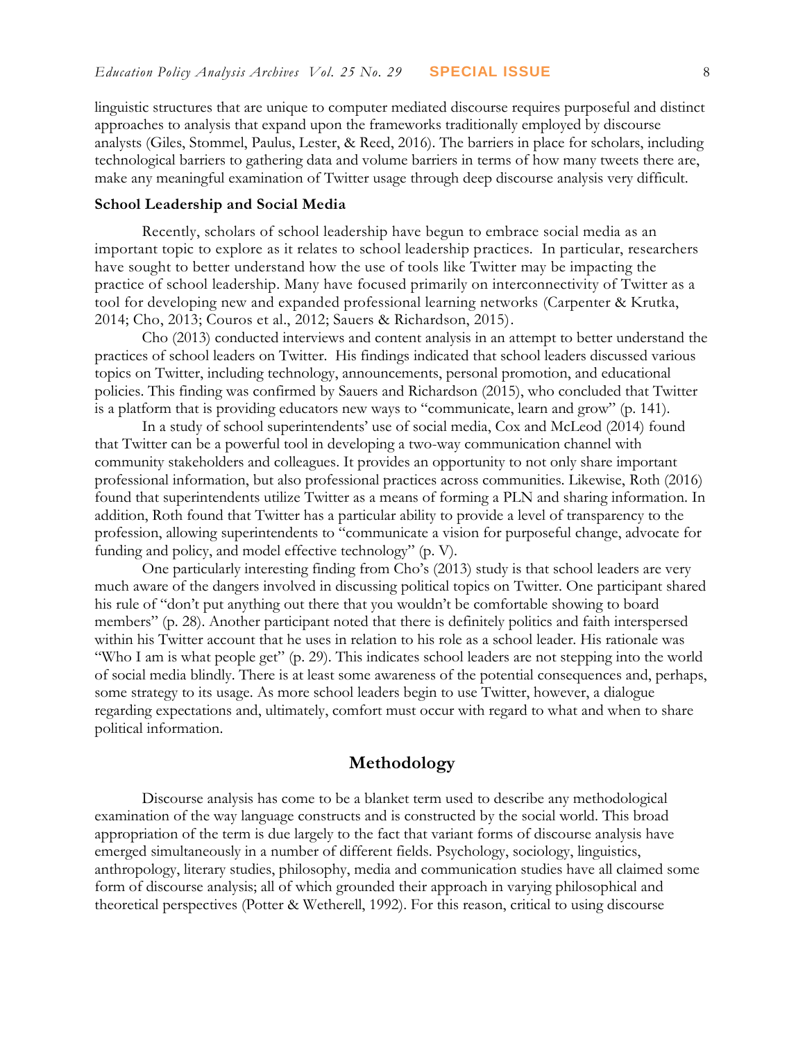linguistic structures that are unique to computer mediated discourse requires purposeful and distinct approaches to analysis that expand upon the frameworks traditionally employed by discourse analysts (Giles, Stommel, Paulus, Lester, & Reed, 2016). The barriers in place for scholars, including technological barriers to gathering data and volume barriers in terms of how many tweets there are, make any meaningful examination of Twitter usage through deep discourse analysis very difficult.

### School Leadership and Social Media

Recently, scholars of school leadership have begun to embrace social media as an important topic to explore as it relates to school leadership practices. In particular, researchers have sought to better understand how the use of tools like Twitter may be impacting the practice of school leadership. Many have focused primarily on interconnectivity of Twitter as a tool for developing new and expanded professional learning networks (Carpenter & Krutka, 2014; Cho, 2013; Couros et al., 2012; Sauers & Richardson, 2015).

Cho (2013) conducted interviews and content analysis in an attempt to better understand the practices of school leaders on Twitter. His findings indicated that school leaders discussed various topics on Twitter, including technology, announcements, personal promotion, and educational policies. This finding was confirmed by Sauers and Richardson (2015), who concluded that Twitter is a platform that is providing educators new ways to "communicate, learn and grow" (p. 141).

In a study of school superintendents' use of social media, Cox and McLeod (2014) found that Twitter can be a powerful tool in developing a two-way communication channel with community stakeholders and colleagues. It provides an opportunity to not only share important professional information, but also professional practices across communities. Likewise, Roth (2016) found that superintendents utilize Twitter as a means of forming a PLN and sharing information. In addition, Roth found that Twitter has a particular ability to provide a level of transparency to the profession, allowing superintendents to "communicate a vision for purposeful change, advocate for funding and policy, and model effective technology" (p. V).

One particularly interesting finding from Cho's (2013) study is that school leaders are very much aware of the dangers involved in discussing political topics on Twitter. One participant shared his rule of "don't put anything out there that you wouldn't be comfortable showing to board members" (p. 28). Another participant noted that there is definitely politics and faith interspersed within his Twitter account that he uses in relation to his role as a school leader. His rationale was "Who I am is what people get" (p. 29). This indicates school leaders are not stepping into the world of social media blindly. There is at least some awareness of the potential consequences and, perhaps, some strategy to its usage. As more school leaders begin to use Twitter, however, a dialogue regarding expectations and, ultimately, comfort must occur with regard to what and when to share political information.

## Methodology

Discourse analysis has come to be a blanket term used to describe any methodological examination of the way language constructs and is constructed by the social world. This broad appropriation of the term is due largely to the fact that variant forms of discourse analysis have emerged simultaneously in a number of different fields. Psychology, sociology, linguistics, anthropology, literary studies, philosophy, media and communication studies have all claimed some form of discourse analysis; all of which grounded their approach in varying philosophical and theoretical perspectives (Potter & Wetherell, 1992). For this reason, critical to using discourse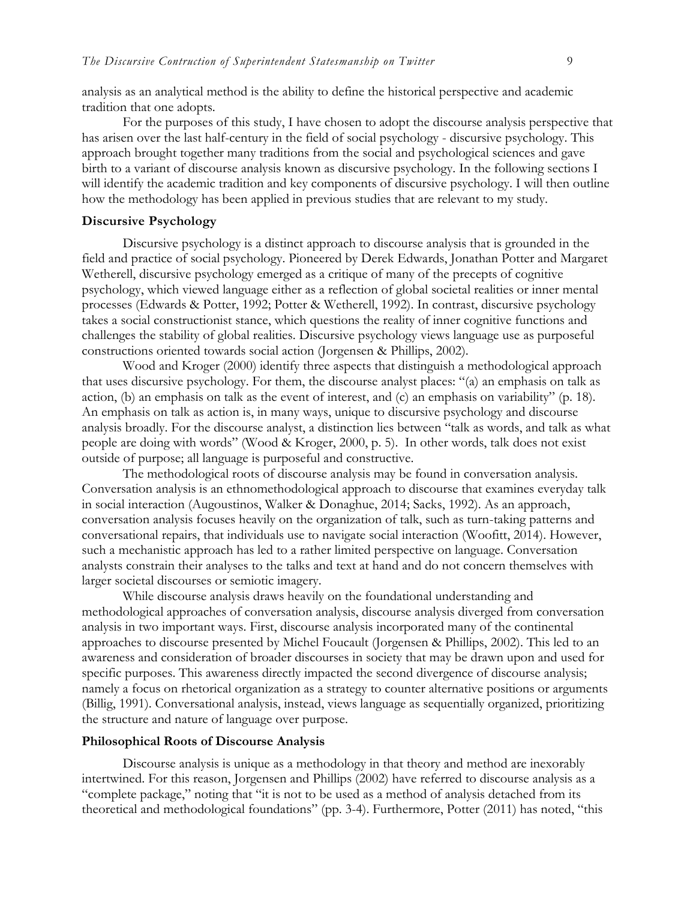analysis as an analytical method is the ability to define the historical perspective and academic tradition that one adopts.

For the purposes of this study, I have chosen to adopt the discourse analysis perspective that has arisen over the last half-century in the field of social psychology - discursive psychology. This approach brought together many traditions from the social and psychological sciences and gave birth to a variant of discourse analysis known as discursive psychology. In the following sections I will identify the academic tradition and key components of discursive psychology. I will then outline how the methodology has been applied in previous studies that are relevant to my study.

**Discursive Psychology**

Discursive psychology is a distinct approach to discourse analysis that is grounded in the field and practice of social psychology. Pioneered by Derek Edwards, Jonathan Potter and Margaret Wetherell, discursive psychology emerged as a critique of many of the precepts of cognitive psychology, which viewed language either as a reflection of global societal realities or inner mental processes (Edwards & Potter, 1992; Potter & Wetherell, 1992). In contrast, discursive psychology takes a social constructionist stance, which questions the reality of inner cognitive functions and challenges the stability of global realities. Discursive psychology views language use as purposeful constructions oriented towards social action (Jorgensen & Phillips, 2002).

Wood and Kroger (2000) identify three aspects that distinguish a methodological approach that uses discursive psychology. For them, the discourse analyst places: "(a) an emphasis on talk as action, (b) an emphasis on talk as the event of interest, and (c) an emphasis on variability" (p. 18). An emphasis on talk as action is, in many ways, unique to discursive psychology and discourse analysis broadly. For the discourse analyst, a distinction lies between "talk as words, and talk as what people are doing with words" (Wood & Kroger, 2000, p. 5). In other words, talk does not exist outside of purpose; all language is purposeful and constructive.

The methodological roots of discourse analysis may be found in conversation analysis. Conversation analysis is an ethnomethodological approach to discourse that examines everyday talk in social interaction (Augoustinos, Walker & Donaghue, 2014; Sacks, 1992). As an approach, conversation analysis focuses heavily on the organization of talk, such as turn-taking patterns and conversational repairs, that individuals use to navigate social interaction (Woofitt, 2014). However, such a mechanistic approach has led to a rather limited perspective on language. Conversation analysts constrain their analyses to the talks and text at hand and do not concern themselves with larger societal discourses or semiotic imagery.

While discourse analysis draws heavily on the foundational understanding and methodological approaches of conversation analysis, discourse analysis diverged from conversation analysis in two important ways. First, discourse analysis incorporated many of the continental approaches to discourse presented by Michel Foucault (Jorgensen & Phillips, 2002). This led to an awareness and consideration of broader discourses in society that may be drawn upon and used for specific purposes. This awareness directly impacted the second divergence of discourse analysis; namely a focus on rhetorical organization as a strategy to counter alternative positions or arguments (Billig, 1991). Conversational analysis, instead, views language as sequentially organized, prioritizing the structure and nature of language over purpose.

**Philosophical Roots of Discourse Analysis**

Discourse analysis is unique as a methodology in that theory and method are inexorably intertwined. For this reason, Jorgensen and Phillips (2002) have referred to discourse analysis as a "complete package," noting that "it is not to be used as a method of analysis detached from its theoretical and methodological foundations" (pp. 3-4). Furthermore, Potter (2011) has noted, "this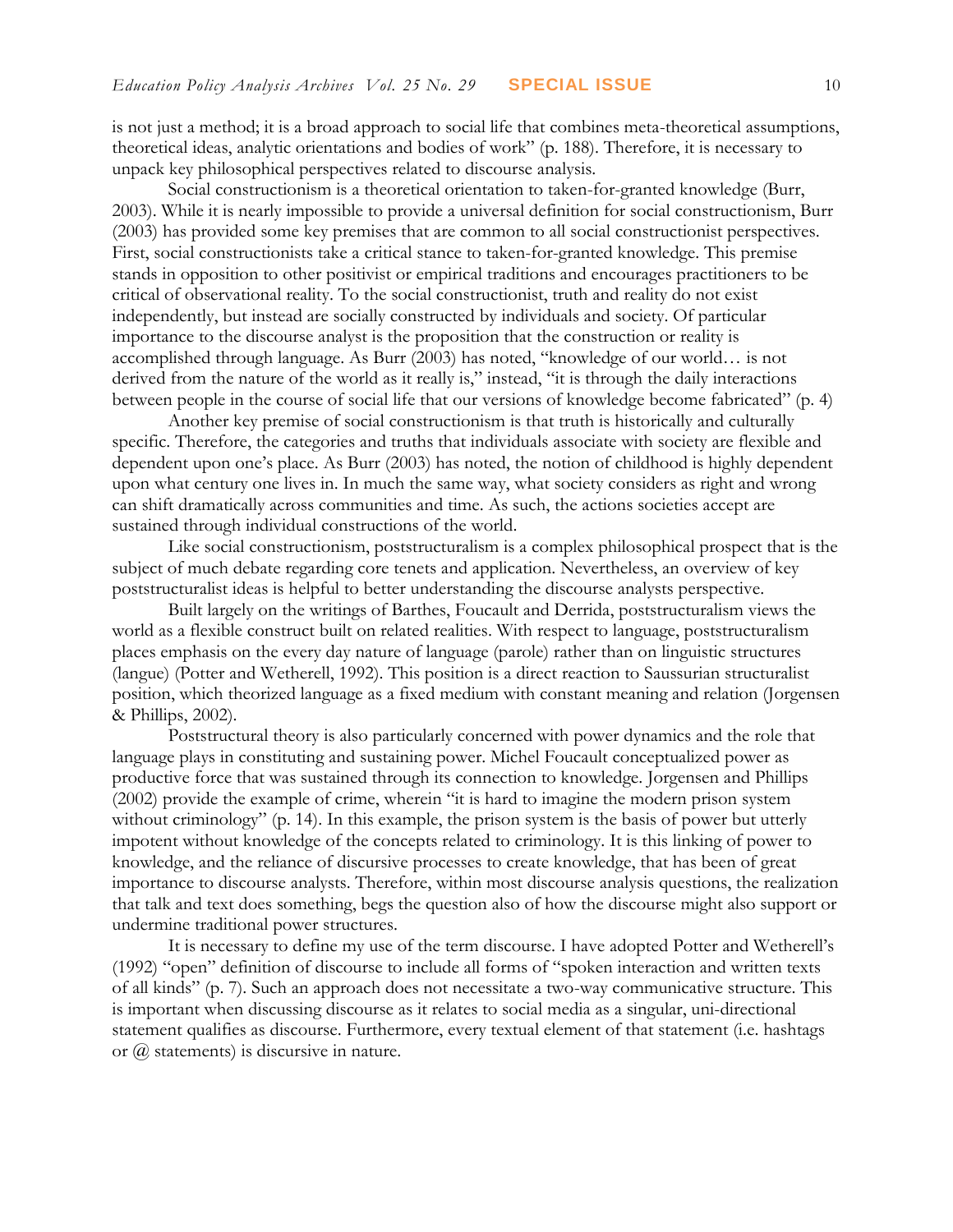is not just a method; it is a broad approach to social life that combines meta-theoretical assumptions, theoretical ideas, analytic orientations and bodies of work" (p. 188). Therefore, it is necessary to unpack key philosophical perspectives related to discourse analysis.

Social constructionism is a theoretical orientation to taken-for-granted knowledge (Burr, 2003). While it is nearly impossible to provide a universal definition for social constructionism, Burr (2003) has provided some key premises that are common to all social constructionist perspectives. First, social constructionists take a critical stance to taken-for-granted knowledge. This premise stands in opposition to other positivist or empirical traditions and encourages practitioners to be critical of observational reality. To the social constructionist, truth and reality do not exist independently, but instead are socially constructed by individuals and society. Of particular importance to the discourse analyst is the proposition that the construction or reality is accomplished through language. As Burr (2003) has noted, "knowledge of our world… is not derived from the nature of the world as it really is," instead, "it is through the daily interactions between people in the course of social life that our versions of knowledge become fabricated" (p. 4)

Another key premise of social constructionism is that truth is historically and culturally specific. Therefore, the categories and truths that individuals associate with society are flexible and dependent upon one's place. As Burr (2003) has noted, the notion of childhood is highly dependent upon what century one lives in. In much the same way, what society considers as right and wrong can shift dramatically across communities and time. As such, the actions societies accept are sustained through individual constructions of the world.

Like social constructionism, poststructuralism is a complex philosophical prospect that is the subject of much debate regarding core tenets and application. Nevertheless, an overview of key poststructuralist ideas is helpful to better understanding the discourse analysts perspective.

Built largely on the writings of Barthes, Foucault and Derrida, poststructuralism views the world as a flexible construct built on related realities. With respect to language, poststructuralism places emphasis on the every day nature of language (parole) rather than on linguistic structures (langue) (Potter and Wetherell, 1992). This position is a direct reaction to Saussurian structuralist position, which theorized language as a fixed medium with constant meaning and relation (Jorgensen & Phillips, 2002).

Poststructural theory is also particularly concerned with power dynamics and the role that language plays in constituting and sustaining power. Michel Foucault conceptualized power as productive force that was sustained through its connection to knowledge. Jorgensen and Phillips (2002) provide the example of crime, wherein "it is hard to imagine the modern prison system without criminology" (p. 14). In this example, the prison system is the basis of power but utterly impotent without knowledge of the concepts related to criminology. It is this linking of power to knowledge, and the reliance of discursive processes to create knowledge, that has been of great importance to discourse analysts. Therefore, within most discourse analysis questions, the realization that talk and text does something, begs the question also of how the discourse might also support or undermine traditional power structures.

It is necessary to define my use of the term discourse. I have adopted Potter and Wetherell's (1992) "open" definition of discourse to include all forms of "spoken interaction and written texts of all kinds" (p. 7). Such an approach does not necessitate a two-way communicative structure. This is important when discussing discourse as it relates to social media as a singular, uni-directional statement qualifies as discourse. Furthermore, every textual element of that statement (i.e. hashtags or @ statements) is discursive in nature.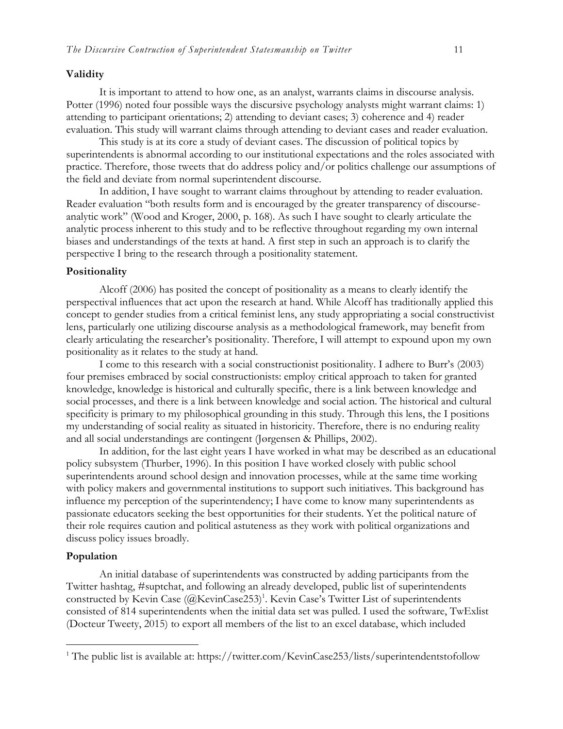### Validity

It is important to attend to how one, as an analyst, warrants claims in discourse analysis. Potter (1996) noted four possible ways the discursive psychology analysts might warrant claims: 1) attending to participant orientations; 2) attending to deviant cases; 3) coherence and 4) reader evaluation. This study will warrant claims through attending to deviant cases and reader evaluation.

This study is at its core a study of deviant cases. The discussion of political topics by superintendents is abnormal according to our institutional expectations and the roles associated with practice. Therefore, those tweets that do address policy and/or politics challenge our assumptions of the field and deviate from normal superintendent discourse.

In addition, I have sought to warrant claims throughout by attending to reader evaluation. Reader evaluation "both results form and is encouraged by the greater transparency of discourse-analytic work" (Wood and Kroger, 2000, p. 168). As such I have sought to clearly articulate the analytic process inherent to this study and to be reflective throughout regarding my own internal biases and understandings of the texts at hand. A first step in such an approach is to clarify the perspective I bring to the research through a positionality statement.

### Positionality

Alcoff (2006) has posited the concept of positionality as a means to clearly identify the perspectival influences that act upon the research at hand. While Alcoff has traditionally applied this concept to gender studies from a critical feminist lens, any study appropriating a social constructivist lens, particularly one utilizing discourse analysis as a methodological framework, may benefit from clearly articulating the researcher's positionality. Therefore, I will attempt to expound upon my own positionality as it relates to the study at hand.

I come to this research with a social constructionist positionality. I adhere to Burr's (2003) four premises embraced by social constructionists: employ critical approach to taken for granted knowledge, knowledge is historical and culturally specific, there is a link between knowledge and social processes, and there is a link between knowledge and social action. The historical and cultural specificity is primary to my philosophical grounding in this study. Through this lens, the I positions my understanding of social reality as situated in historicity. Therefore, there is no enduring reality and all social understandings are contingent (Jørgensen & Phillips, 2002).

In addition, for the last eight years I have worked in what may be described as an educational policy subsystem (Thurber, 1996). In this position I have worked closely with public school superintendents around school design and innovation processes, while at the same time working with policy makers and governmental institutions to support such initiatives. This background has influence my perception of the superintendency; I have come to know many superintendents as passionate educators seeking the best opportunities for their students. Yet the political nature of their role requires caution and political astuteness as they work with political organizations and discuss policy issues broadly.

### Population

An initial database of superintendents was constructed by adding participants from the Twitter hashtag, #suptchat, and following an already developed, public list of superintendents constructed by Kevin Case (@KevinCase253)[1]. Kevin Case's Twitter List of superintendents consisted of 814 superintendents when the initial data set was pulled. I used the software, TwExlist (Docteur Tweety, 2015) to export all members of the list to an excel database, which included

---

[1] The public list is available at: https://twitter.com/KevinCase253/lists/superintendentstofollow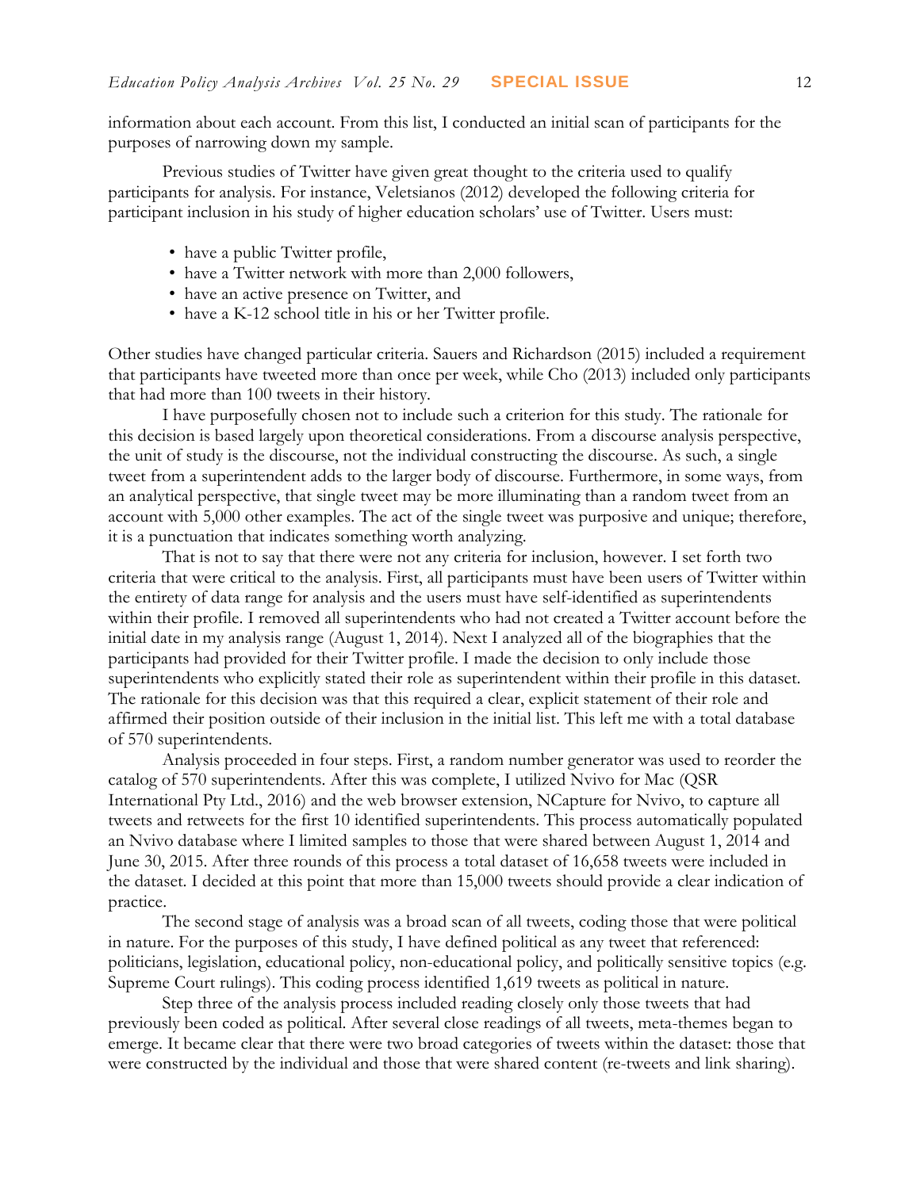information about each account. From this list, I conducted an initial scan of participants for the purposes of narrowing down my sample.

Previous studies of Twitter have given great thought to the criteria used to qualify participants for analysis. For instance, Veletsianos (2012) developed the following criteria for participant inclusion in his study of higher education scholars' use of Twitter. Users must:

- have a public Twitter profile,
- have a Twitter network with more than 2,000 followers,
- have an active presence on Twitter, and
- have a K-12 school title in his or her Twitter profile.

Other studies have changed particular criteria. Sauers and Richardson (2015) included a requirement that participants have tweeted more than once per week, while Cho (2013) included only participants that had more than 100 tweets in their history.

I have purposefully chosen not to include such a criterion for this study. The rationale for this decision is based largely upon theoretical considerations. From a discourse analysis perspective, the unit of study is the discourse, not the individual constructing the discourse. As such, a single tweet from a superintendent adds to the larger body of discourse. Furthermore, in some ways, from an analytical perspective, that single tweet may be more illuminating than a random tweet from an account with 5,000 other examples. The act of the single tweet was purposive and unique; therefore, it is a punctuation that indicates something worth analyzing.

That is not to say that there were not any criteria for inclusion, however. I set forth two criteria that were critical to the analysis. First, all participants must have been users of Twitter within the entirety of data range for analysis and the users must have self-identified as superintendents within their profile. I removed all superintendents who had not created a Twitter account before the initial date in my analysis range (August 1, 2014). Next I analyzed all of the biographies that the participants had provided for their Twitter profile. I made the decision to only include those superintendents who explicitly stated their role as superintendent within their profile in this dataset. The rationale for this decision was that this required a clear, explicit statement of their role and affirmed their position outside of their inclusion in the initial list. This left me with a total database of 570 superintendents.

Analysis proceeded in four steps. First, a random number generator was used to reorder the catalog of 570 superintendents. After this was complete, I utilized Nvivo for Mac (QSR International Pty Ltd., 2016) and the web browser extension, NCapture for Nvivo, to capture all tweets and retweets for the first 10 identified superintendents. This process automatically populated an Nvivo database where I limited samples to those that were shared between August 1, 2014 and June 30, 2015. After three rounds of this process a total dataset of 16,658 tweets were included in the dataset. I decided at this point that more than 15,000 tweets should provide a clear indication of practice.

The second stage of analysis was a broad scan of all tweets, coding those that were political in nature. For the purposes of this study, I have defined political as any tweet that referenced: politicians, legislation, educational policy, non-educational policy, and politically sensitive topics (e.g. Supreme Court rulings). This coding process identified 1,619 tweets as political in nature.

Step three of the analysis process included reading closely only those tweets that had previously been coded as political. After several close readings of all tweets, meta-themes began to emerge. It became clear that there were two broad categories of tweets within the dataset: those that were constructed by the individual and those that were shared content (re-tweets and link sharing).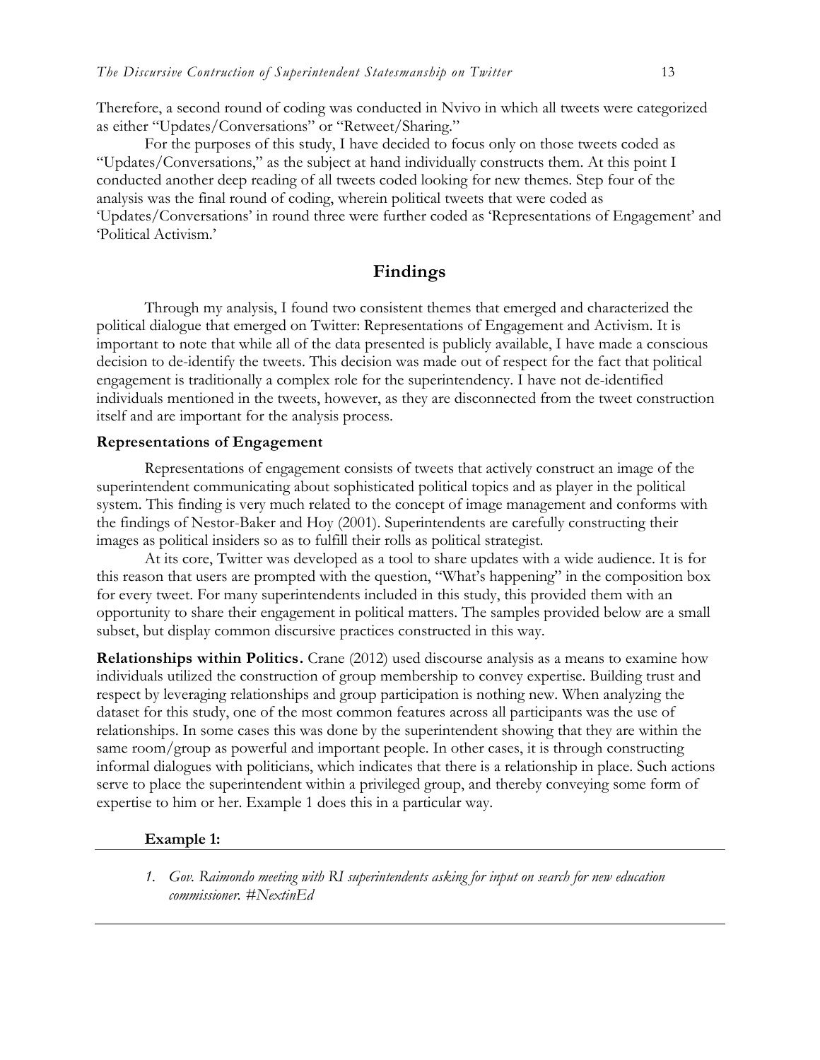Therefore, a second round of coding was conducted in Nvivo in which all tweets were categorized as either "Updates/Conversations" or "Retweet/Sharing."

For the purposes of this study, I have decided to focus only on those tweets coded as "Updates/Conversations," as the subject at hand individually constructs them. At this point I conducted another deep reading of all tweets coded looking for new themes. Step four of the analysis was the final round of coding, wherein political tweets that were coded as 'Updates/Conversations' in round three were further coded as 'Representations of Engagement' and 'Political Activism.'

## Findings

Through my analysis, I found two consistent themes that emerged and characterized the political dialogue that emerged on Twitter: Representations of Engagement and Activism. It is important to note that while all of the data presented is publicly available, I have made a conscious decision to de-identify the tweets. This decision was made out of respect for the fact that political engagement is traditionally a complex role for the superintendency. I have not de-identified individuals mentioned in the tweets, however, as they are disconnected from the tweet construction itself and are important for the analysis process.

### Representations of Engagement

Representations of engagement consists of tweets that actively construct an image of the superintendent communicating about sophisticated political topics and as player in the political system. This finding is very much related to the concept of image management and conforms with the findings of Nestor-Baker and Hoy (2001). Superintendents are carefully constructing their images as political insiders so as to fulfill their rolls as political strategist.

At its core, Twitter was developed as a tool to share updates with a wide audience. It is for this reason that users are prompted with the question, "What's happening" in the composition box for every tweet. For many superintendents included in this study, this provided them with an opportunity to share their engagement in political matters. The samples provided below are a small subset, but display common discursive practices constructed in this way.

**Relationships within Politics.** Crane (2012) used discourse analysis as a means to examine how individuals utilized the construction of group membership to convey expertise. Building trust and respect by leveraging relationships and group participation is nothing new. When analyzing the dataset for this study, one of the most common features across all participants was the use of relationships. In some cases this was done by the superintendent showing that they are within the same room/group as powerful and important people. In other cases, it is through constructing informal dialogues with politicians, which indicates that there is a relationship in place. Such actions serve to place the superintendent within a privileged group, and thereby conveying some form of expertise to him or her. Example 1 does this in a particular way.

**Example 1:**

1. *Gov. Raimondo meeting with RI superintendents asking for input on search for new education commissioner. #NextinEd*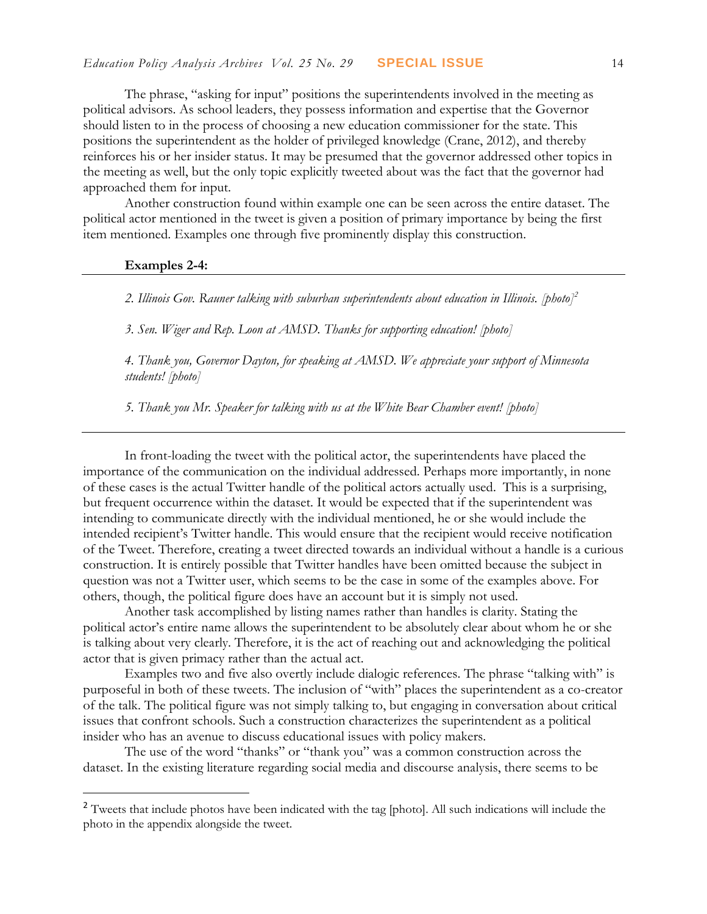The phrase, "asking for input" positions the superintendents involved in the meeting as political advisors. As school leaders, they possess information and expertise that the Governor should listen to in the process of choosing a new education commissioner for the state. This positions the superintendent as the holder of privileged knowledge (Crane, 2012), and thereby reinforces his or her insider status. It may be presumed that the governor addressed other topics in the meeting as well, but the only topic explicitly tweeted about was the fact that the governor had approached them for input.

Another construction found within example one can be seen across the entire dataset. The political actor mentioned in the tweet is given a position of primary importance by being the first item mentioned. Examples one through five prominently display this construction.

**Examples 2-4:**

---

*2. Illinois Gov. Rauner talking with suburban superintendents about education in Illinois. [photo]*[2]

*3. Sen. Wiger and Rep. Loon at AMSD. Thanks for supporting education! [photo]*

*4. Thank you, Governor Dayton, for speaking at AMSD. We appreciate your support of Minnesota students! [photo]*

*5. Thank you Mr. Speaker for talking with us at the White Bear Chamber event! [photo]*

---

In front-loading the tweet with the political actor, the superintendents have placed the importance of the communication on the individual addressed. Perhaps more importantly, in none of these cases is the actual Twitter handle of the political actors actually used. This is a surprising, but frequent occurrence within the dataset. It would be expected that if the superintendent was intending to communicate directly with the individual mentioned, he or she would include the intended recipient's Twitter handle. This would ensure that the recipient would receive notification of the Tweet. Therefore, creating a tweet directed towards an individual without a handle is a curious construction. It is entirely possible that Twitter handles have been omitted because the subject in question was not a Twitter user, which seems to be the case in some of the examples above. For others, though, the political figure does have an account but it is simply not used.

Another task accomplished by listing names rather than handles is clarity. Stating the political actor's entire name allows the superintendent to be absolutely clear about whom he or she is talking about very clearly. Therefore, it is the act of reaching out and acknowledging the political actor that is given primacy rather than the actual act.

Examples two and five also overtly include dialogic references. The phrase "talking with" is purposeful in both of these tweets. The inclusion of "with" places the superintendent as a co-creator of the talk. The political figure was not simply talking to, but engaging in conversation about critical issues that confront schools. Such a construction characterizes the superintendent as a political insider who has an avenue to discuss educational issues with policy makers.

The use of the word "thanks" or "thank you" was a common construction across the dataset. In the existing literature regarding social media and discourse analysis, there seems to be

[2] Tweets that include photos have been indicated with the tag [photo]. All such indications will include the photo in the appendix alongside the tweet.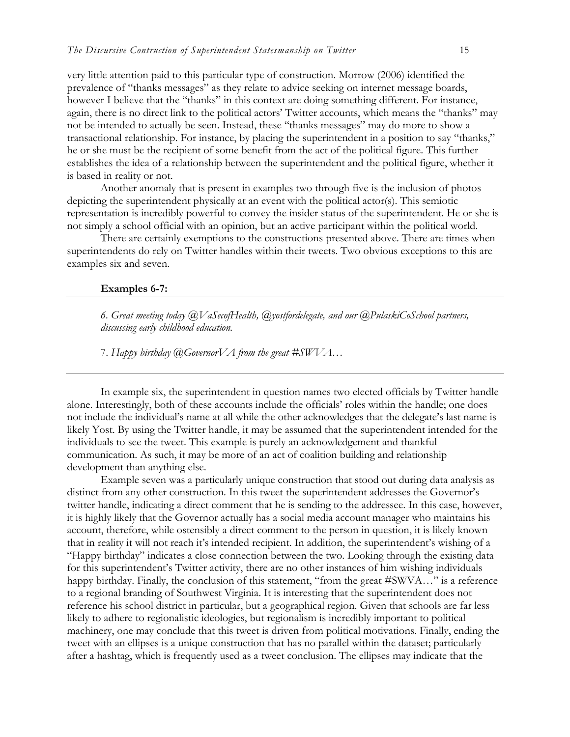very little attention paid to this particular type of construction. Morrow (2006) identified the prevalence of "thanks messages" as they relate to advice seeking on internet message boards, however I believe that the "thanks" in this context are doing something different. For instance, again, there is no direct link to the political actors' Twitter accounts, which means the "thanks" may not be intended to actually be seen. Instead, these "thanks messages" may do more to show a transactional relationship. For instance, by placing the superintendent in a position to say "thanks," he or she must be the recipient of some benefit from the act of the political figure. This further establishes the idea of a relationship between the superintendent and the political figure, whether it is based in reality or not.

Another anomaly that is present in examples two through five is the inclusion of photos depicting the superintendent physically at an event with the political actor(s). This semiotic representation is incredibly powerful to convey the insider status of the superintendent. He or she is not simply a school official with an opinion, but an active participant within the political world.

There are certainly exemptions to the constructions presented above. There are times when superintendents do rely on Twitter handles within their tweets. Two obvious exceptions to this are examples six and seven.

**Examples 6-7:**

*6. Great meeting today @VaSecofHealth, @yostfordelegate, and our @PulaskiCoSchool partners, discussing early childhood education.*

7. *Happy birthday @GovernorVA from the great #SWVA…*

In example six, the superintendent in question names two elected officials by Twitter handle alone. Interestingly, both of these accounts include the officials' roles within the handle; one does not include the individual's name at all while the other acknowledges that the delegate's last name is likely Yost. By using the Twitter handle, it may be assumed that the superintendent intended for the individuals to see the tweet. This example is purely an acknowledgement and thankful communication. As such, it may be more of an act of coalition building and relationship development than anything else.

Example seven was a particularly unique construction that stood out during data analysis as distinct from any other construction. In this tweet the superintendent addresses the Governor's twitter handle, indicating a direct comment that he is sending to the addressee. In this case, however, it is highly likely that the Governor actually has a social media account manager who maintains his account, therefore, while ostensibly a direct comment to the person in question, it is likely known that in reality it will not reach it's intended recipient. In addition, the superintendent's wishing of a "Happy birthday" indicates a close connection between the two. Looking through the existing data for this superintendent's Twitter activity, there are no other instances of him wishing individuals happy birthday. Finally, the conclusion of this statement, "from the great #SWVA…" is a reference to a regional branding of Southwest Virginia. It is interesting that the superintendent does not reference his school district in particular, but a geographical region. Given that schools are far less likely to adhere to regionalistic ideologies, but regionalism is incredibly important to political machinery, one may conclude that this tweet is driven from political motivations. Finally, ending the tweet with an ellipses is a unique construction that has no parallel within the dataset; particularly after a hashtag, which is frequently used as a tweet conclusion. The ellipses may indicate that the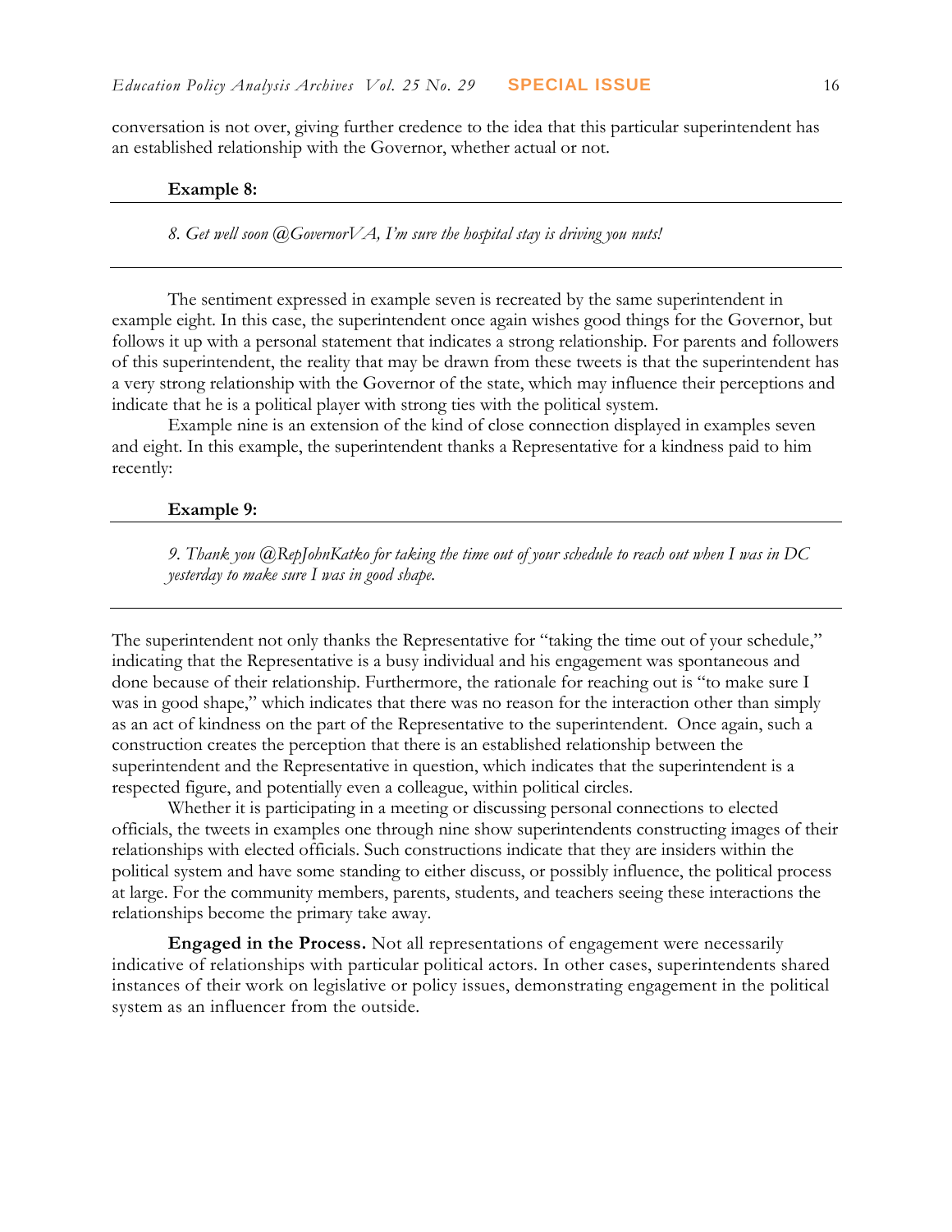conversation is not over, giving further credence to the idea that this particular superintendent has an established relationship with the Governor, whether actual or not.

**Example 8:**

*8. Get well soon @GovernorVA, I'm sure the hospital stay is driving you nuts!*

---

The sentiment expressed in example seven is recreated by the same superintendent in example eight. In this case, the superintendent once again wishes good things for the Governor, but follows it up with a personal statement that indicates a strong relationship. For parents and followers of this superintendent, the reality that may be drawn from these tweets is that the superintendent has a very strong relationship with the Governor of the state, which may influence their perceptions and indicate that he is a political player with strong ties with the political system.

Example nine is an extension of the kind of close connection displayed in examples seven and eight. In this example, the superintendent thanks a Representative for a kindness paid to him recently:

**Example 9:**

*9. Thank you @RepJohnKatko for taking the time out of your schedule to reach out when I was in DC yesterday to make sure I was in good shape.*

---

The superintendent not only thanks the Representative for "taking the time out of your schedule," indicating that the Representative is a busy individual and his engagement was spontaneous and done because of their relationship. Furthermore, the rationale for reaching out is "to make sure I was in good shape," which indicates that there was no reason for the interaction other than simply as an act of kindness on the part of the Representative to the superintendent. Once again, such a construction creates the perception that there is an established relationship between the superintendent and the Representative in question, which indicates that the superintendent is a respected figure, and potentially even a colleague, within political circles.

Whether it is participating in a meeting or discussing personal connections to elected officials, the tweets in examples one through nine show superintendents constructing images of their relationships with elected officials. Such constructions indicate that they are insiders within the political system and have some standing to either discuss, or possibly influence, the political process at large. For the community members, parents, students, and teachers seeing these interactions the relationships become the primary take away.

**Engaged in the Process.** Not all representations of engagement were necessarily indicative of relationships with particular political actors. In other cases, superintendents shared instances of their work on legislative or policy issues, demonstrating engagement in the political system as an influencer from the outside.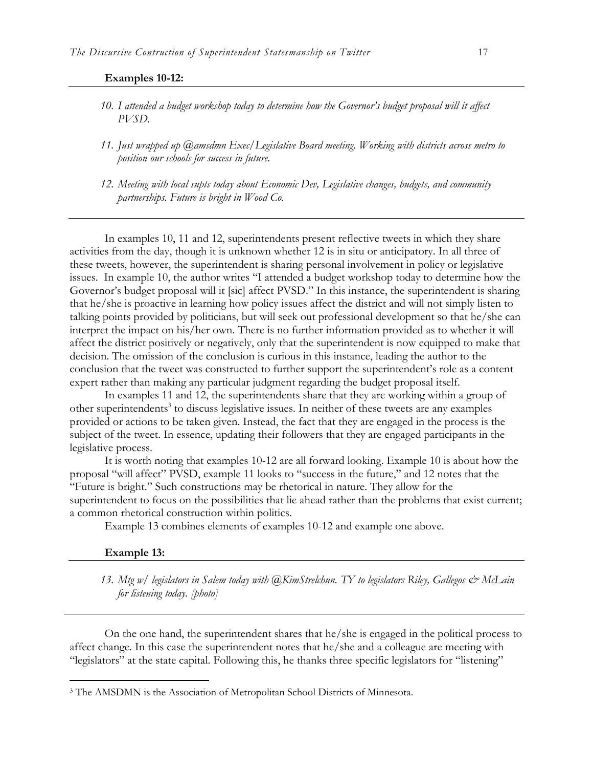**Examples 10-12:**

---

10. *I attended a budget workshop today to determine how the Governor's budget proposal will it affect PVSD.*

11. *Just wrapped up @amsdmn Exec/Legislative Board meeting. Working with districts across metro to position our schools for success in future.*

12. *Meeting with local supts today about Economic Dev, Legislative changes, budgets, and community partnerships. Future is bright in Wood Co.*

---

In examples 10, 11 and 12, superintendents present reflective tweets in which they share activities from the day, though it is unknown whether 12 is in situ or anticipatory. In all three of these tweets, however, the superintendent is sharing personal involvement in policy or legislative issues. In example 10, the author writes "I attended a budget workshop today to determine how the Governor's budget proposal will it [sic] affect PVSD." In this instance, the superintendent is sharing that he/she is proactive in learning how policy issues affect the district and will not simply listen to talking points provided by politicians, but will seek out professional development so that he/she can interpret the impact on his/her own. There is no further information provided as to whether it will affect the district positively or negatively, only that the superintendent is now equipped to make that decision. The omission of the conclusion is curious in this instance, leading the author to the conclusion that the tweet was constructed to further support the superintendent's role as a content expert rather than making any particular judgment regarding the budget proposal itself.

In examples 11 and 12, the superintendents share that they are working within a group of other superintendents[3] to discuss legislative issues. In neither of these tweets are any examples provided or actions to be taken given. Instead, the fact that they are engaged in the process is the subject of the tweet. In essence, updating their followers that they are engaged participants in the legislative process.

It is worth noting that examples 10-12 are all forward looking. Example 10 is about how the proposal "will affect" PVSD, example 11 looks to "success in the future," and 12 notes that the "Future is bright." Such constructions may be rhetorical in nature. They allow for the superintendent to focus on the possibilities that lie ahead rather than the problems that exist current; a common rhetorical construction within politics.

Example 13 combines elements of examples 10-12 and example one above.

**Example 13:**

---

13. *Mtg w/ legislators in Salem today with @KimStrelchun. TY to legislators Riley, Gallegos & McLain for listening today. [photo]*

---

On the one hand, the superintendent shares that he/she is engaged in the political process to affect change. In this case the superintendent notes that he/she and a colleague are meeting with "legislators" at the state capital. Following this, he thanks three specific legislators for "listening"

---

[3] The AMSDMN is the Association of Metropolitan School Districts of Minnesota.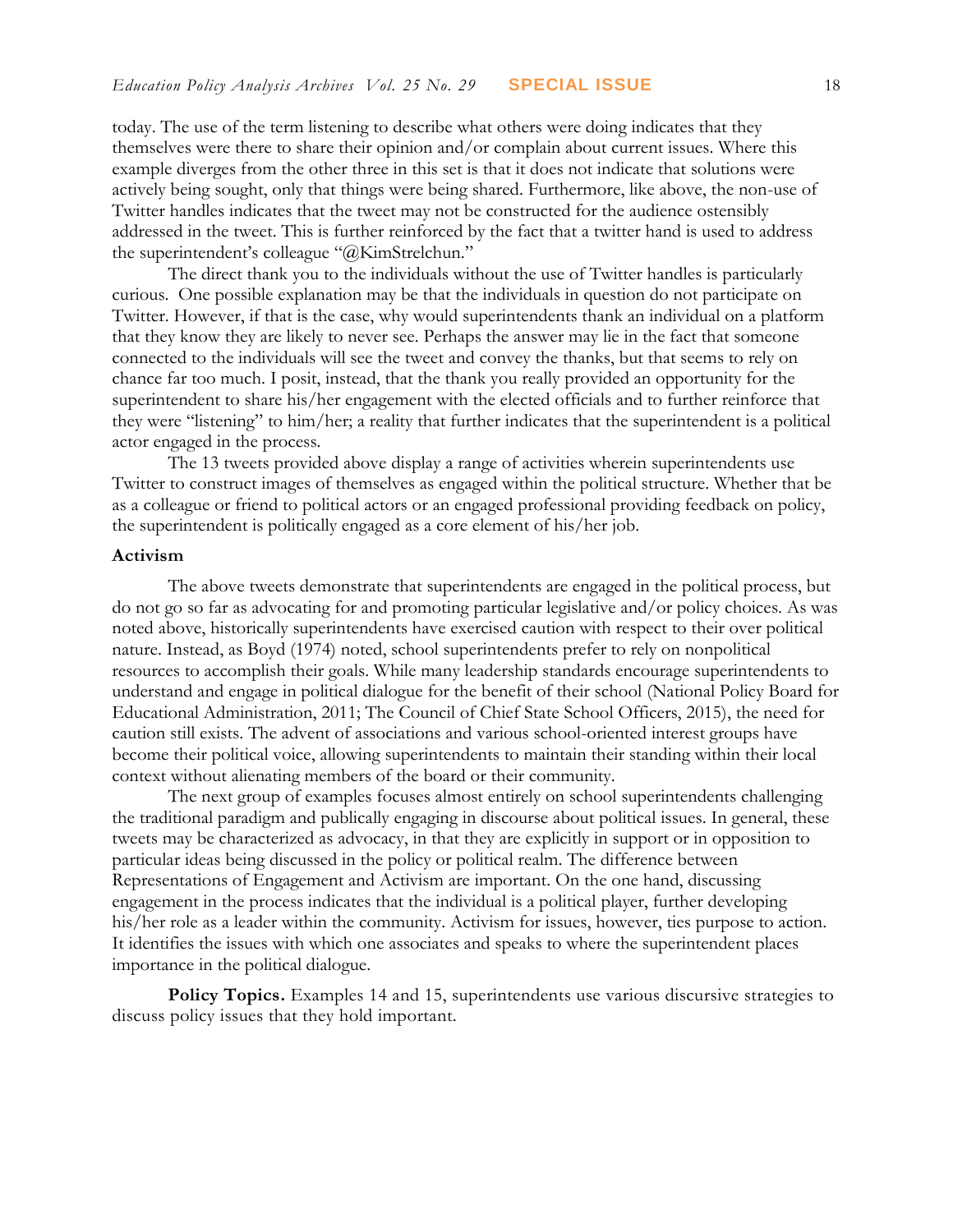today. The use of the term listening to describe what others were doing indicates that they themselves were there to share their opinion and/or complain about current issues. Where this example diverges from the other three in this set is that it does not indicate that solutions were actively being sought, only that things were being shared. Furthermore, like above, the non-use of Twitter handles indicates that the tweet may not be constructed for the audience ostensibly addressed in the tweet. This is further reinforced by the fact that a twitter hand is used to address the superintendent's colleague "@KimStrelchun."

The direct thank you to the individuals without the use of Twitter handles is particularly curious. One possible explanation may be that the individuals in question do not participate on Twitter. However, if that is the case, why would superintendents thank an individual on a platform that they know they are likely to never see. Perhaps the answer may lie in the fact that someone connected to the individuals will see the tweet and convey the thanks, but that seems to rely on chance far too much. I posit, instead, that the thank you really provided an opportunity for the superintendent to share his/her engagement with the elected officials and to further reinforce that they were "listening" to him/her; a reality that further indicates that the superintendent is a political actor engaged in the process.

The 13 tweets provided above display a range of activities wherein superintendents use Twitter to construct images of themselves as engaged within the political structure. Whether that be as a colleague or friend to political actors or an engaged professional providing feedback on policy, the superintendent is politically engaged as a core element of his/her job.

**Activism**

The above tweets demonstrate that superintendents are engaged in the political process, but do not go so far as advocating for and promoting particular legislative and/or policy choices. As was noted above, historically superintendents have exercised caution with respect to their over political nature. Instead, as Boyd (1974) noted, school superintendents prefer to rely on nonpolitical resources to accomplish their goals. While many leadership standards encourage superintendents to understand and engage in political dialogue for the benefit of their school (National Policy Board for Educational Administration, 2011; The Council of Chief State School Officers, 2015), the need for caution still exists. The advent of associations and various school-oriented interest groups have become their political voice, allowing superintendents to maintain their standing within their local context without alienating members of the board or their community.

The next group of examples focuses almost entirely on school superintendents challenging the traditional paradigm and publically engaging in discourse about political issues. In general, these tweets may be characterized as advocacy, in that they are explicitly in support or in opposition to particular ideas being discussed in the policy or political realm. The difference between Representations of Engagement and Activism are important. On the one hand, discussing engagement in the process indicates that the individual is a political player, further developing his/her role as a leader within the community. Activism for issues, however, ties purpose to action. It identifies the issues with which one associates and speaks to where the superintendent places importance in the political dialogue.

**Policy Topics.** Examples 14 and 15, superintendents use various discursive strategies to discuss policy issues that they hold important.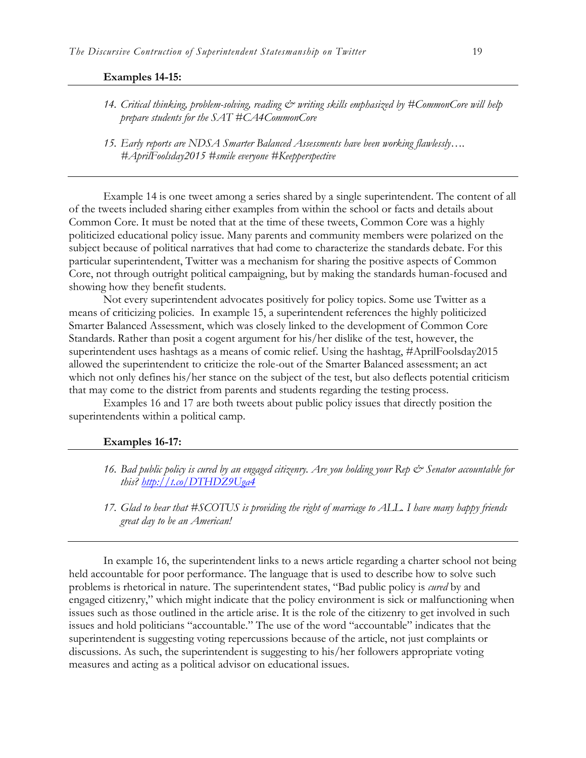**Examples 14-15:**

14. *Critical thinking, problem-solving, reading & writing skills emphasized by #CommonCore will help prepare students for the SAT #CA4CommonCore*

15. *Early reports are NDSA Smarter Balanced Assessments have been working flawlessly…. #AprilFoolsday2015 #smile everyone #Keepperspective*

Example 14 is one tweet among a series shared by a single superintendent. The content of all of the tweets included sharing either examples from within the school or facts and details about Common Core. It must be noted that at the time of these tweets, Common Core was a highly politicized educational policy issue. Many parents and community members were polarized on the subject because of political narratives that had come to characterize the standards debate. For this particular superintendent, Twitter was a mechanism for sharing the positive aspects of Common Core, not through outright political campaigning, but by making the standards human-focused and showing how they benefit students.

Not every superintendent advocates positively for policy topics. Some use Twitter as a means of criticizing policies. In example 15, a superintendent references the highly politicized Smarter Balanced Assessment, which was closely linked to the development of Common Core Standards. Rather than posit a cogent argument for his/her dislike of the test, however, the superintendent uses hashtags as a means of comic relief. Using the hashtag, #AprilFoolsday2015 allowed the superintendent to criticize the role-out of the Smarter Balanced assessment; an act which not only defines his/her stance on the subject of the test, but also deflects potential criticism that may come to the district from parents and students regarding the testing process.

Examples 16 and 17 are both tweets about public policy issues that directly position the superintendents within a political camp.

**Examples 16-17:**

16. *Bad public policy is cured by an engaged citizenry. Are you holding your Rep & Senator accountable for this? http://t.co/DTHDZ9Uga4*

17. *Glad to hear that #SCOTUS is providing the right of marriage to ALL. I have many happy friends great day to be an American!*

In example 16, the superintendent links to a news article regarding a charter school not being held accountable for poor performance. The language that is used to describe how to solve such problems is rhetorical in nature. The superintendent states, "Bad public policy is *cured* by and engaged citizenry," which might indicate that the policy environment is sick or malfunctioning when issues such as those outlined in the article arise. It is the role of the citizenry to get involved in such issues and hold politicians "accountable." The use of the word "accountable" indicates that the superintendent is suggesting voting repercussions because of the article, not just complaints or discussions. As such, the superintendent is suggesting to his/her followers appropriate voting measures and acting as a political advisor on educational issues.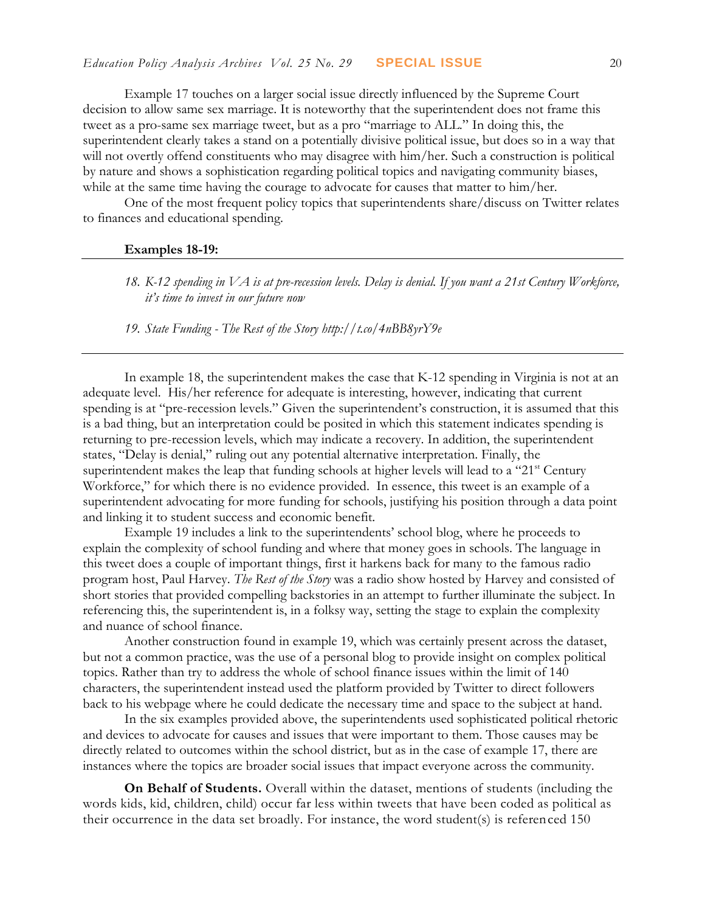Example 17 touches on a larger social issue directly influenced by the Supreme Court decision to allow same sex marriage. It is noteworthy that the superintendent does not frame this tweet as a pro-same sex marriage tweet, but as a pro "marriage to ALL." In doing this, the superintendent clearly takes a stand on a potentially divisive political issue, but does so in a way that will not overtly offend constituents who may disagree with him/her. Such a construction is political by nature and shows a sophistication regarding political topics and navigating community biases, while at the same time having the courage to advocate for causes that matter to him/her.

One of the most frequent policy topics that superintendents share/discuss on Twitter relates to finances and educational spending.

**Examples 18-19:**

18. *K-12 spending in VA is at pre-recession levels. Delay is denial. If you want a 21st Century Workforce, it's time to invest in our future now*

19. *State Funding - The Rest of the Story http://t.co/4nBB8yrY9e*

In example 18, the superintendent makes the case that K-12 spending in Virginia is not at an adequate level. His/her reference for adequate is interesting, however, indicating that current spending is at "pre-recession levels." Given the superintendent's construction, it is assumed that this is a bad thing, but an interpretation could be posited in which this statement indicates spending is returning to pre-recession levels, which may indicate a recovery. In addition, the superintendent states, "Delay is denial," ruling out any potential alternative interpretation. Finally, the superintendent makes the leap that funding schools at higher levels will lead to a "21st Century Workforce," for which there is no evidence provided. In essence, this tweet is an example of a superintendent advocating for more funding for schools, justifying his position through a data point and linking it to student success and economic benefit.

Example 19 includes a link to the superintendents' school blog, where he proceeds to explain the complexity of school funding and where that money goes in schools. The language in this tweet does a couple of important things, first it harkens back for many to the famous radio program host, Paul Harvey. *The Rest of the Story* was a radio show hosted by Harvey and consisted of short stories that provided compelling backstories in an attempt to further illuminate the subject. In referencing this, the superintendent is, in a folksy way, setting the stage to explain the complexity and nuance of school finance.

Another construction found in example 19, which was certainly present across the dataset, but not a common practice, was the use of a personal blog to provide insight on complex political topics. Rather than try to address the whole of school finance issues within the limit of 140 characters, the superintendent instead used the platform provided by Twitter to direct followers back to his webpage where he could dedicate the necessary time and space to the subject at hand.

In the six examples provided above, the superintendents used sophisticated political rhetoric and devices to advocate for causes and issues that were important to them. Those causes may be directly related to outcomes within the school district, but as in the case of example 17, there are instances where the topics are broader social issues that impact everyone across the community.

**On Behalf of Students.** Overall within the dataset, mentions of students (including the words kids, kid, children, child) occur far less within tweets that have been coded as political as their occurrence in the data set broadly. For instance, the word student(s) is referenced 150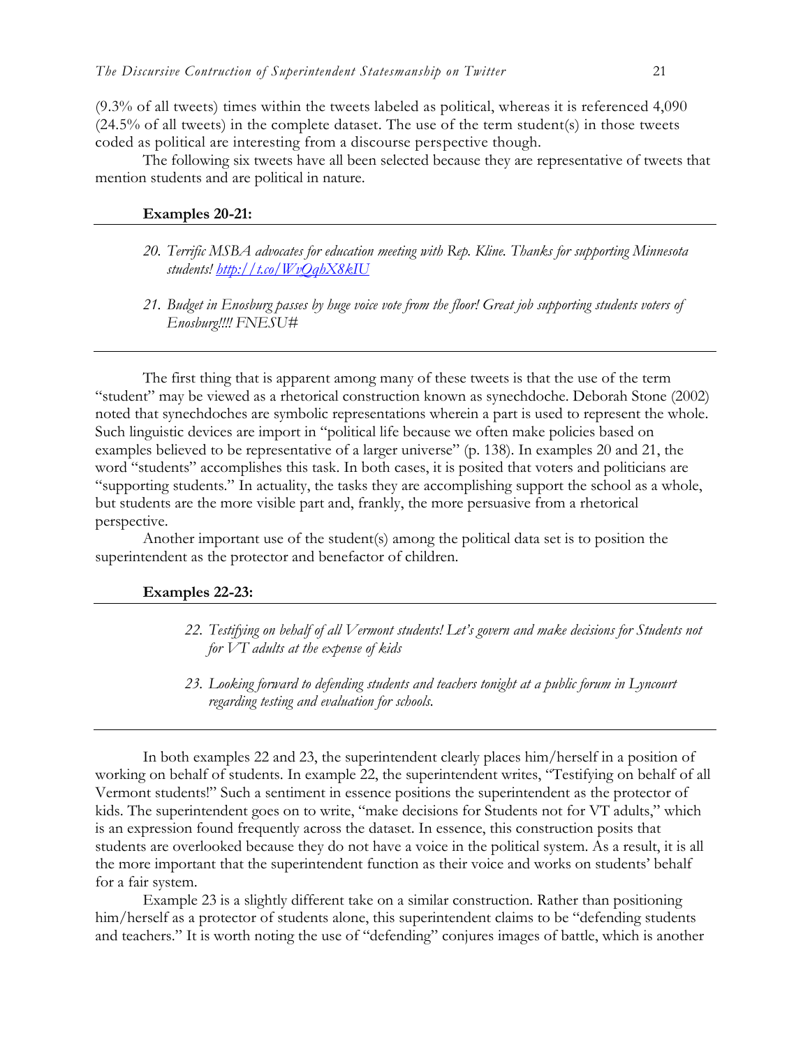(9.3% of all tweets) times within the tweets labeled as political, whereas it is referenced 4,090 (24.5% of all tweets) in the complete dataset. The use of the term student(s) in those tweets coded as political are interesting from a discourse perspective though.

The following six tweets have all been selected because they are representative of tweets that mention students and are political in nature.

**Examples 20-21:**

---

20. *Terrific MSBA advocates for education meeting with Rep. Kline. Thanks for supporting Minnesota students! http://t.co/WvQqbX8kIU*

21. *Budget in Enosburg passes by huge voice vote from the floor! Great job supporting students voters of Enosburg!!!! FNESU#*

---

The first thing that is apparent among many of these tweets is that the use of the term "student" may be viewed as a rhetorical construction known as synechdoche. Deborah Stone (2002) noted that synechdoches are symbolic representations wherein a part is used to represent the whole. Such linguistic devices are import in "political life because we often make policies based on examples believed to be representative of a larger universe" (p. 138). In examples 20 and 21, the word "students" accomplishes this task. In both cases, it is posited that voters and politicians are "supporting students." In actuality, the tasks they are accomplishing support the school as a whole, but students are the more visible part and, frankly, the more persuasive from a rhetorical perspective.

Another important use of the student(s) among the political data set is to position the superintendent as the protector and benefactor of children.

**Examples 22-23:**

---

22. *Testifying on behalf of all Vermont students! Let's govern and make decisions for Students not for VT adults at the expense of kids*

23. *Looking forward to defending students and teachers tonight at a public forum in Lyncourt regarding testing and evaluation for schools.*

---

In both examples 22 and 23, the superintendent clearly places him/herself in a position of working on behalf of students. In example 22, the superintendent writes, "Testifying on behalf of all Vermont students!" Such a sentiment in essence positions the superintendent as the protector of kids. The superintendent goes on to write, "make decisions for Students not for VT adults," which is an expression found frequently across the dataset. In essence, this construction posits that students are overlooked because they do not have a voice in the political system. As a result, it is all the more important that the superintendent function as their voice and works on students' behalf for a fair system.

Example 23 is a slightly different take on a similar construction. Rather than positioning him/herself as a protector of students alone, this superintendent claims to be "defending students and teachers." It is worth noting the use of "defending" conjures images of battle, which is another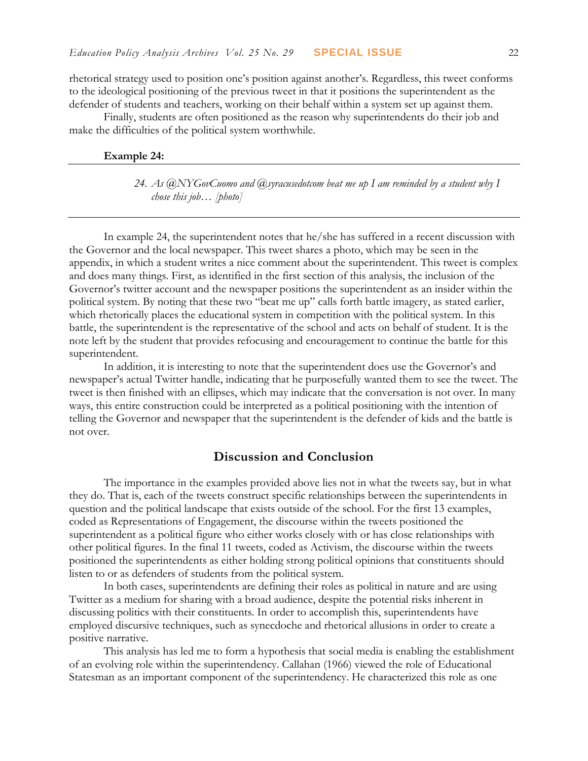rhetorical strategy used to position one's position against another's. Regardless, this tweet conforms to the ideological positioning of the previous tweet in that it positions the superintendent as the defender of students and teachers, working on their behalf within a system set up against them.

Finally, students are often positioned as the reason why superintendents do their job and make the difficulties of the political system worthwhile.

**Example 24:**

> 24. *As @NYGovCuomo and @syracusedotcom beat me up I am reminded by a student why I chose this job… [photo]*

In example 24, the superintendent notes that he/she has suffered in a recent discussion with the Governor and the local newspaper. This tweet shares a photo, which may be seen in the appendix, in which a student writes a nice comment about the superintendent. This tweet is complex and does many things. First, as identified in the first section of this analysis, the inclusion of the Governor's twitter account and the newspaper positions the superintendent as an insider within the political system. By noting that these two "beat me up" calls forth battle imagery, as stated earlier, which rhetorically places the educational system in competition with the political system. In this battle, the superintendent is the representative of the school and acts on behalf of student. It is the note left by the student that provides refocusing and encouragement to continue the battle for this superintendent.

In addition, it is interesting to note that the superintendent does use the Governor's and newspaper's actual Twitter handle, indicating that he purposefully wanted them to see the tweet. The tweet is then finished with an ellipses, which may indicate that the conversation is not over. In many ways, this entire construction could be interpreted as a political positioning with the intention of telling the Governor and newspaper that the superintendent is the defender of kids and the battle is not over.

## Discussion and Conclusion

The importance in the examples provided above lies not in what the tweets say, but in what they do. That is, each of the tweets construct specific relationships between the superintendents in question and the political landscape that exists outside of the school. For the first 13 examples, coded as Representations of Engagement, the discourse within the tweets positioned the superintendent as a political figure who either works closely with or has close relationships with other political figures. In the final 11 tweets, coded as Activism, the discourse within the tweets positioned the superintendents as either holding strong political opinions that constituents should listen to or as defenders of students from the political system.

In both cases, superintendents are defining their roles as political in nature and are using Twitter as a medium for sharing with a broad audience, despite the potential risks inherent in discussing politics with their constituents. In order to accomplish this, superintendents have employed discursive techniques, such as synecdoche and rhetorical allusions in order to create a positive narrative.

This analysis has led me to form a hypothesis that social media is enabling the establishment of an evolving role within the superintendency. Callahan (1966) viewed the role of Educational Statesman as an important component of the superintendency. He characterized this role as one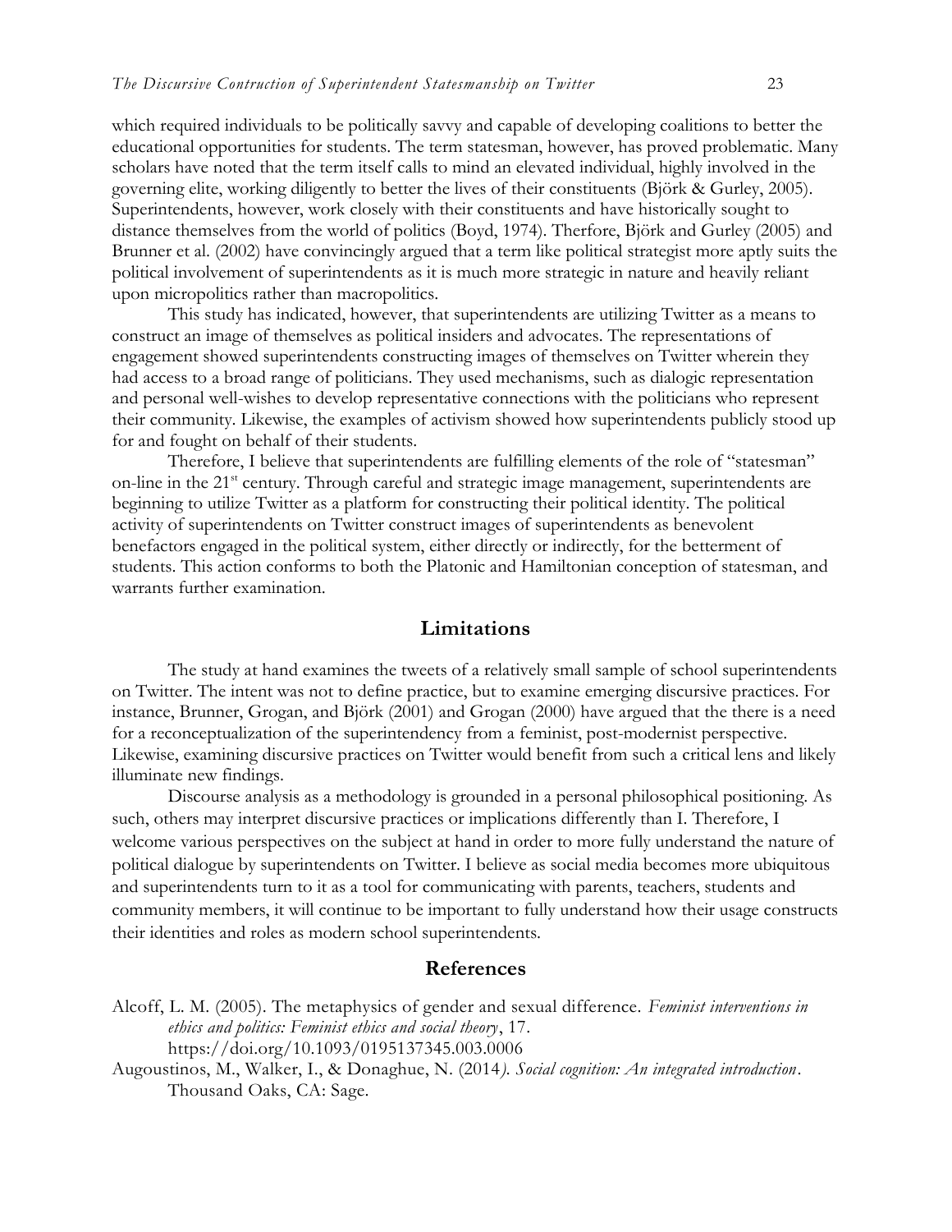which required individuals to be politically savvy and capable of developing coalitions to better the educational opportunities for students. The term statesman, however, has proved problematic. Many scholars have noted that the term itself calls to mind an elevated individual, highly involved in the governing elite, working diligently to better the lives of their constituents (Björk & Gurley, 2005). Superintendents, however, work closely with their constituents and have historically sought to distance themselves from the world of politics (Boyd, 1974). Therfore, Björk and Gurley (2005) and Brunner et al. (2002) have convincingly argued that a term like political strategist more aptly suits the political involvement of superintendents as it is much more strategic in nature and heavily reliant upon micropolitics rather than macropolitics.

This study has indicated, however, that superintendents are utilizing Twitter as a means to construct an image of themselves as political insiders and advocates. The representations of engagement showed superintendents constructing images of themselves on Twitter wherein they had access to a broad range of politicians. They used mechanisms, such as dialogic representation and personal well-wishes to develop representative connections with the politicians who represent their community. Likewise, the examples of activism showed how superintendents publicly stood up for and fought on behalf of their students.

Therefore, I believe that superintendents are fulfilling elements of the role of "statesman" on-line in the 21st century. Through careful and strategic image management, superintendents are beginning to utilize Twitter as a platform for constructing their political identity. The political activity of superintendents on Twitter construct images of superintendents as benevolent benefactors engaged in the political system, either directly or indirectly, for the betterment of students. This action conforms to both the Platonic and Hamiltonian conception of statesman, and warrants further examination.

## Limitations

The study at hand examines the tweets of a relatively small sample of school superintendents on Twitter. The intent was not to define practice, but to examine emerging discursive practices. For instance, Brunner, Grogan, and Björk (2001) and Grogan (2000) have argued that the there is a need for a reconceptualization of the superintendency from a feminist, post-modernist perspective. Likewise, examining discursive practices on Twitter would benefit from such a critical lens and likely illuminate new findings.

Discourse analysis as a methodology is grounded in a personal philosophical positioning. As such, others may interpret discursive practices or implications differently than I. Therefore, I welcome various perspectives on the subject at hand in order to more fully understand the nature of political dialogue by superintendents on Twitter. I believe as social media becomes more ubiquitous and superintendents turn to it as a tool for communicating with parents, teachers, students and community members, it will continue to be important to fully understand how their usage constructs their identities and roles as modern school superintendents.

## References

Alcoff, L. M. (2005). The metaphysics of gender and sexual difference. *Feminist interventions in ethics and politics: Feminist ethics and social theory*, 17. https://doi.org/10.1093/0195137345.003.0006

Augoustinos, M., Walker, I., & Donaghue, N. (2014). *Social cognition: An integrated introduction*. Thousand Oaks, CA: Sage.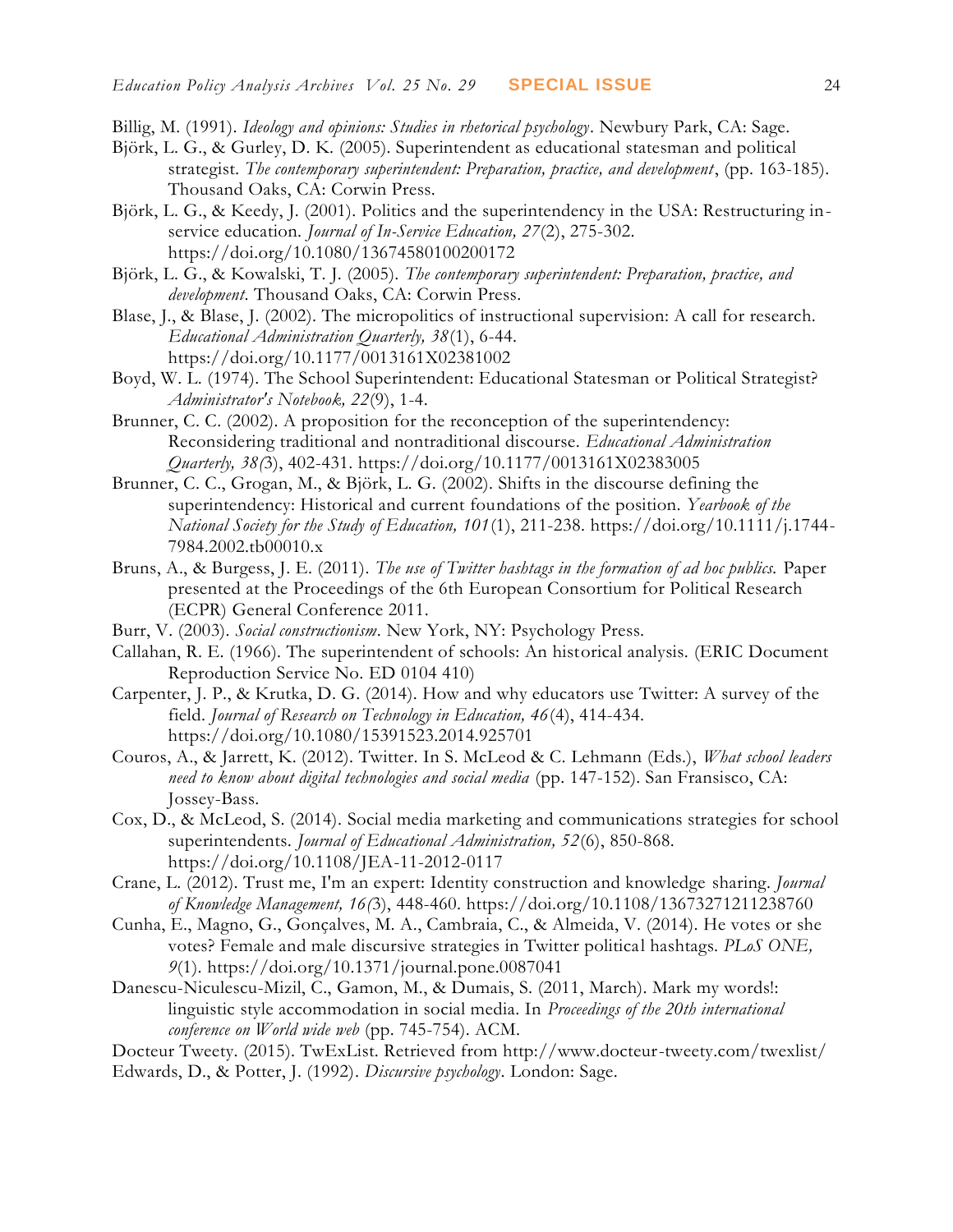Billig, M. (1991). *Ideology and opinions: Studies in rhetorical psychology*. Newbury Park, CA: Sage.

Björk, L. G., & Gurley, D. K. (2005). Superintendent as educational statesman and political strategist. *The contemporary superintendent: Preparation, practice, and development*, (pp. 163-185). Thousand Oaks, CA: Corwin Press.

Björk, L. G., & Keedy, J. (2001). Politics and the superintendency in the USA: Restructuring in-service education. *Journal of In-Service Education, 27*(2), 275-302. https://doi.org/10.1080/13674580100200172

Björk, L. G., & Kowalski, T. J. (2005). *The contemporary superintendent: Preparation, practice, and development*. Thousand Oaks, CA: Corwin Press.

Blase, J., & Blase, J. (2002). The micropolitics of instructional supervision: A call for research. *Educational Administration Quarterly, 38*(1), 6-44. https://doi.org/10.1177/0013161X02381002

Boyd, W. L. (1974). The School Superintendent: Educational Statesman or Political Strategist? *Administrator's Notebook, 22*(9), 1-4.

Brunner, C. C. (2002). A proposition for the reconception of the superintendency: Reconsidering traditional and nontraditional discourse. *Educational Administration Quarterly, 38(*3), 402-431. https://doi.org/10.1177/0013161X02383005

Brunner, C. C., Grogan, M., & Björk, L. G. (2002). Shifts in the discourse defining the superintendency: Historical and current foundations of the position. *Yearbook of the National Society for the Study of Education, 101*(1), 211-238. https://doi.org/10.1111/j.1744-7984.2002.tb00010.x

Bruns, A., & Burgess, J. E. (2011). *The use of Twitter hashtags in the formation of ad hoc publics.* Paper presented at the Proceedings of the 6th European Consortium for Political Research (ECPR) General Conference 2011.

Burr, V. (2003). *Social constructionism*. New York, NY: Psychology Press.

Callahan, R. E. (1966). The superintendent of schools: An historical analysis. (ERIC Document Reproduction Service No. ED 0104 410)

Carpenter, J. P., & Krutka, D. G. (2014). How and why educators use Twitter: A survey of the field. *Journal of Research on Technology in Education, 46*(4), 414-434. https://doi.org/10.1080/15391523.2014.925701

Couros, A., & Jarrett, K. (2012). Twitter. In S. McLeod & C. Lehmann (Eds.), *What school leaders need to know about digital technologies and social media* (pp. 147-152). San Fransisco, CA: Jossey-Bass.

Cox, D., & McLeod, S. (2014). Social media marketing and communications strategies for school superintendents. *Journal of Educational Administration, 52*(6), 850-868. https://doi.org/10.1108/JEA-11-2012-0117

Crane, L. (2012). Trust me, I'm an expert: Identity construction and knowledge sharing. *Journal of Knowledge Management, 16(*3), 448-460. https://doi.org/10.1108/13673271211238760

Cunha, E., Magno, G., Gonçalves, M. A., Cambraia, C., & Almeida, V. (2014). He votes or she votes? Female and male discursive strategies in Twitter political hashtags. *PLoS ONE, 9*(1). https://doi.org/10.1371/journal.pone.0087041

Danescu-Niculescu-Mizil, C., Gamon, M., & Dumais, S. (2011, March). Mark my words!: linguistic style accommodation in social media. In *Proceedings of the 20th international conference on World wide web* (pp. 745-754). ACM.

Docteur Tweety. (2015). TwExList. Retrieved from http://www.docteur-tweety.com/twexlist/

Edwards, D., & Potter, J. (1992). *Discursive psychology*. London: Sage.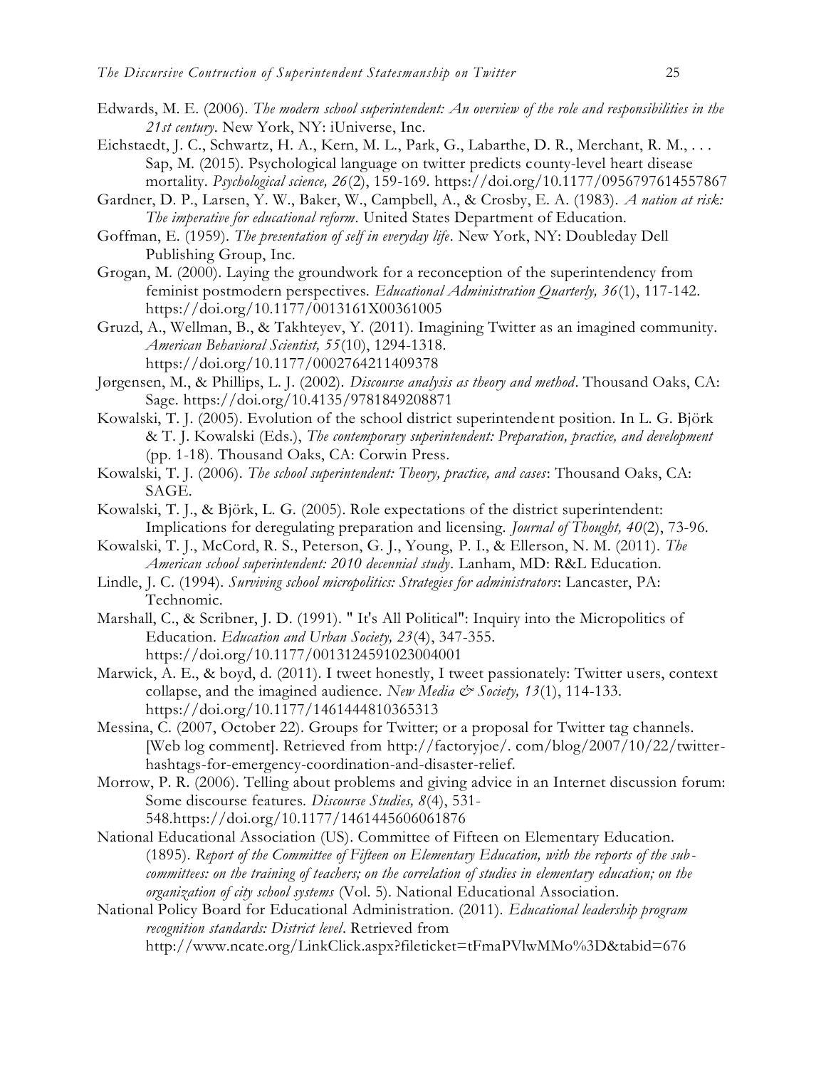Edwards, M. E. (2006). *The modern school superintendent: An overview of the role and responsibilities in the 21st century*. New York, NY: iUniverse, Inc.

Eichstaedt, J. C., Schwartz, H. A., Kern, M. L., Park, G., Labarthe, D. R., Merchant, R. M., . . . Sap, M. (2015). Psychological language on twitter predicts county-level heart disease mortality. *Psychological science, 26*(2), 159-169. https://doi.org/10.1177/0956797614557867

Gardner, D. P., Larsen, Y. W., Baker, W., Campbell, A., & Crosby, E. A. (1983). *A nation at risk: The imperative for educational reform*. United States Department of Education.

Goffman, E. (1959). *The presentation of self in everyday life*. New York, NY: Doubleday Dell Publishing Group, Inc.

Grogan, M. (2000). Laying the groundwork for a reconception of the superintendency from feminist postmodern perspectives. *Educational Administration Quarterly, 36*(1), 117-142. https://doi.org/10.1177/0013161X00361005

Gruzd, A., Wellman, B., & Takhteyev, Y. (2011). Imagining Twitter as an imagined community. *American Behavioral Scientist, 55*(10), 1294-1318. https://doi.org/10.1177/0002764211409378

Jørgensen, M., & Phillips, L. J. (2002). *Discourse analysis as theory and method*. Thousand Oaks, CA: Sage. https://doi.org/10.4135/9781849208871

Kowalski, T. J. (2005). Evolution of the school district superintendent position. In L. G. Björk & T. J. Kowalski (Eds.), *The contemporary superintendent: Preparation, practice, and development* (pp. 1-18). Thousand Oaks, CA: Corwin Press.

Kowalski, T. J. (2006). *The school superintendent: Theory, practice, and cases*: Thousand Oaks, CA: SAGE.

Kowalski, T. J., & Björk, L. G. (2005). Role expectations of the district superintendent: Implications for deregulating preparation and licensing. *Journal of Thought, 40*(2), 73-96.

Kowalski, T. J., McCord, R. S., Peterson, G. J., Young, P. I., & Ellerson, N. M. (2011). *The American school superintendent: 2010 decennial study*. Lanham, MD: R&L Education.

Lindle, J. C. (1994). *Surviving school micropolitics: Strategies for administrators*: Lancaster, PA: Technomic.

Marshall, C., & Scribner, J. D. (1991). " It's All Political": Inquiry into the Micropolitics of Education. *Education and Urban Society, 23*(4), 347-355. https://doi.org/10.1177/0013124591023004001

Marwick, A. E., & boyd, d. (2011). I tweet honestly, I tweet passionately: Twitter users, context collapse, and the imagined audience. *New Media & Society, 13*(1), 114-133. https://doi.org/10.1177/1461444810365313

Messina, C. (2007, October 22). Groups for Twitter; or a proposal for Twitter tag channels. [Web log comment]. Retrieved from http://factoryjoe/. com/blog/2007/10/22/twitter-hashtags-for-emergency-coordination-and-disaster-relief.

Morrow, P. R. (2006). Telling about problems and giving advice in an Internet discussion forum: Some discourse features. *Discourse Studies, 8*(4), 531-548.https://doi.org/10.1177/1461445606061876

National Educational Association (US). Committee of Fifteen on Elementary Education. (1895). *Report of the Committee of Fifteen on Elementary Education, with the reports of the sub-committees: on the training of teachers; on the correlation of studies in elementary education; on the organization of city school systems* (Vol. 5). National Educational Association.

National Policy Board for Educational Administration. (2011). *Educational leadership program recognition standards: District level*. Retrieved from http://www.ncate.org/LinkClick.aspx?fileticket=tFmaPVlwMMo%3D&tabid=676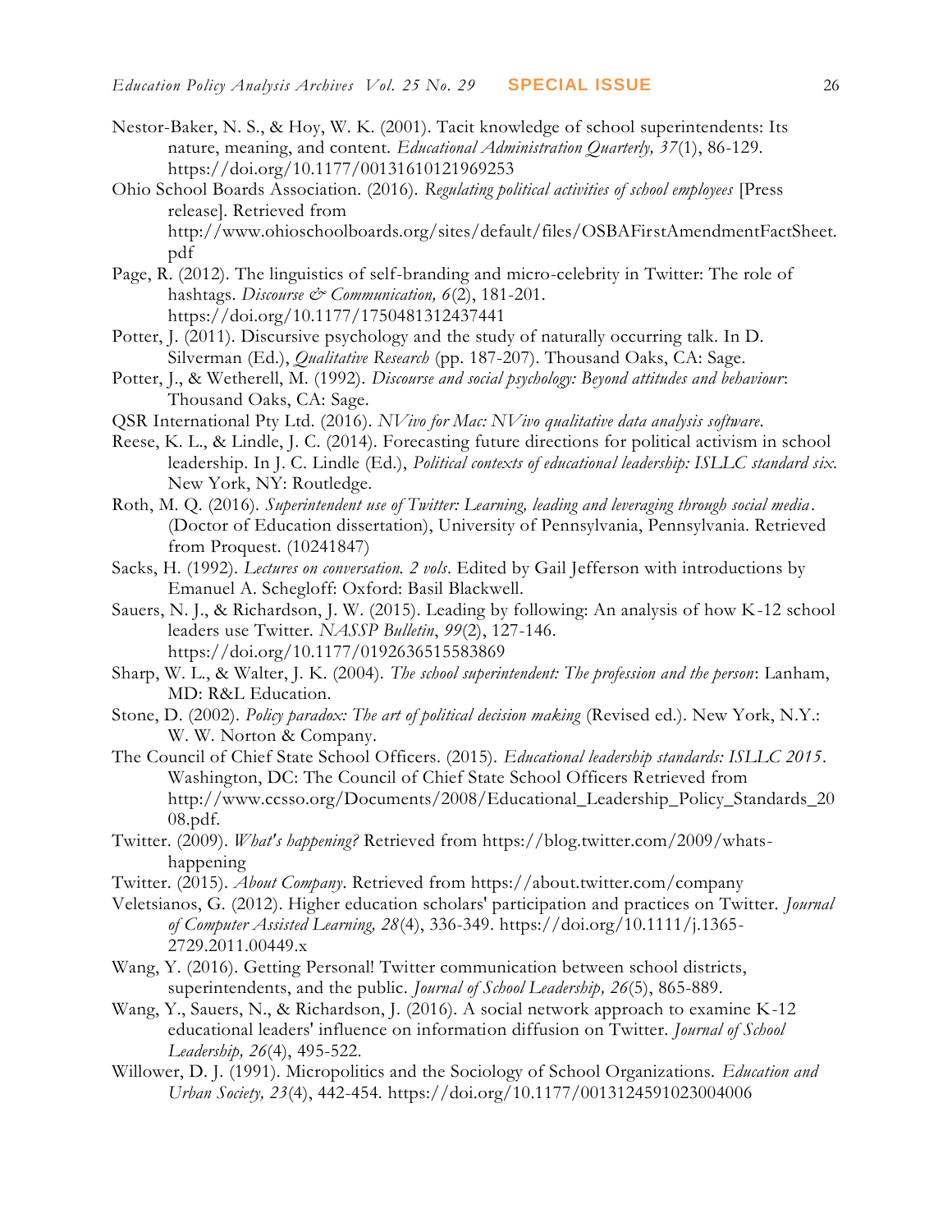Nestor-Baker, N. S., & Hoy, W. K. (2001). Tacit knowledge of school superintendents: Its nature, meaning, and content. *Educational Administration Quarterly, 37*(1), 86-129. https://doi.org/10.1177/00131610121969253

Ohio School Boards Association. (2016). *Regulating political activities of school employees* [Press release]. Retrieved from http://www.ohioschoolboards.org/sites/default/files/OSBAFirstAmendmentFactSheet.pdf

Page, R. (2012). The linguistics of self-branding and micro-celebrity in Twitter: The role of hashtags. *Discourse & Communication, 6*(2), 181-201. https://doi.org/10.1177/1750481312437441

Potter, J. (2011). Discursive psychology and the study of naturally occurring talk. In D. Silverman (Ed.), *Qualitative Research* (pp. 187-207). Thousand Oaks, CA: Sage.

Potter, J., & Wetherell, M. (1992). *Discourse and social psychology: Beyond attitudes and behaviour*: Thousand Oaks, CA: Sage.

QSR International Pty Ltd. (2016). *NVivo for Mac: NVivo qualitative data analysis software.*

Reese, K. L., & Lindle, J. C. (2014). Forecasting future directions for political activism in school leadership. In J. C. Lindle (Ed.), *Political contexts of educational leadership: ISLLC standard six.* New York, NY: Routledge.

Roth, M. Q. (2016). *Superintendent use of Twitter: Learning, leading and leveraging through social media*. (Doctor of Education dissertation), University of Pennsylvania, Pennsylvania. Retrieved from Proquest. (10241847)

Sacks, H. (1992). *Lectures on conversation. 2 vols*. Edited by Gail Jefferson with introductions by Emanuel A. Schegloff: Oxford: Basil Blackwell.

Sauers, N. J., & Richardson, J. W. (2015). Leading by following: An analysis of how K-12 school leaders use Twitter. *NASSP Bulletin*, *99*(2), 127-146. https://doi.org/10.1177/0192636515583869

Sharp, W. L., & Walter, J. K. (2004). *The school superintendent: The profession and the person*: Lanham, MD: R&L Education.

Stone, D. (2002). *Policy paradox: The art of political decision making* (Revised ed.). New York, N.Y.: W. W. Norton & Company.

The Council of Chief State School Officers. (2015). *Educational leadership standards: ISLLC 2015*. Washington, DC: The Council of Chief State School Officers Retrieved from http://www.ccsso.org/Documents/2008/Educational_Leadership_Policy_Standards_2008.pdf.

Twitter. (2009). *What's happening?* Retrieved from https://blog.twitter.com/2009/whats-happening

Twitter. (2015). *About Company*. Retrieved from https://about.twitter.com/company

Veletsianos, G. (2012). Higher education scholars' participation and practices on Twitter. *Journal of Computer Assisted Learning, 28*(4), 336-349. https://doi.org/10.1111/j.1365-2729.2011.00449.x

Wang, Y. (2016). Getting Personal! Twitter communication between school districts, superintendents, and the public. *Journal of School Leadership, 26*(5), 865-889.

Wang, Y., Sauers, N., & Richardson, J. (2016). A social network approach to examine K-12 educational leaders' influence on information diffusion on Twitter. *Journal of School Leadership, 26*(4), 495-522.

Willower, D. J. (1991). Micropolitics and the Sociology of School Organizations. *Education and Urban Society, 23*(4), 442-454. https://doi.org/10.1177/0013124591023004006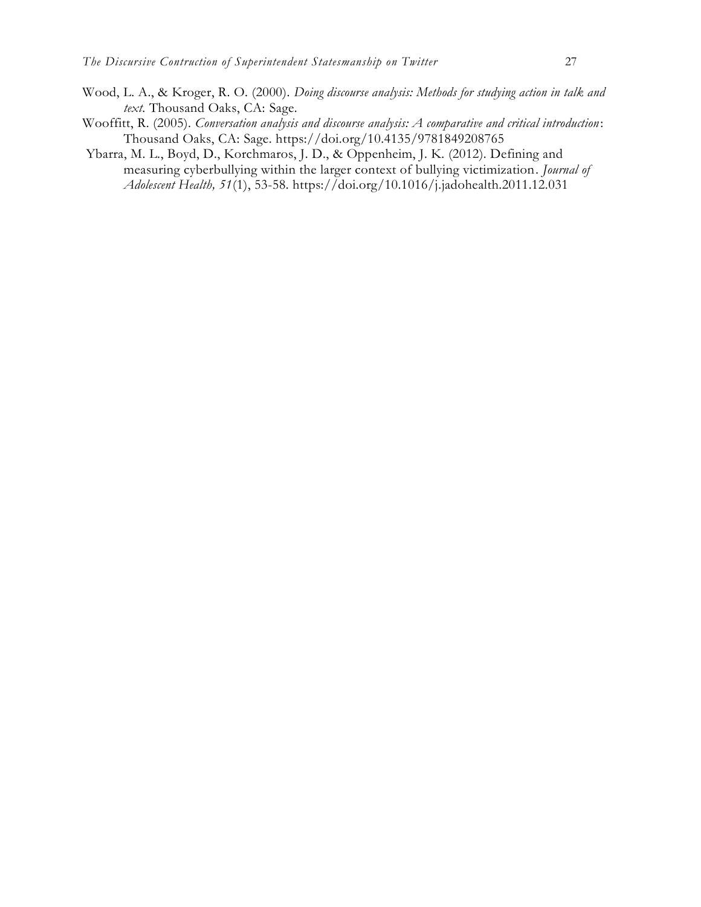Wood, L. A., & Kroger, R. O. (2000). *Doing discourse analysis: Methods for studying action in talk and text.* Thousand Oaks, CA: Sage.

Wooffitt, R. (2005). *Conversation analysis and discourse analysis: A comparative and critical introduction*: Thousand Oaks, CA: Sage. https://doi.org/10.4135/9781849208765

Ybarra, M. L., Boyd, D., Korchmaros, J. D., & Oppenheim, J. K. (2012). Defining and measuring cyberbullying within the larger context of bullying victimization. *Journal of Adolescent Health, 51*(1), 53-58. https://doi.org/10.1016/j.jadohealth.2011.12.031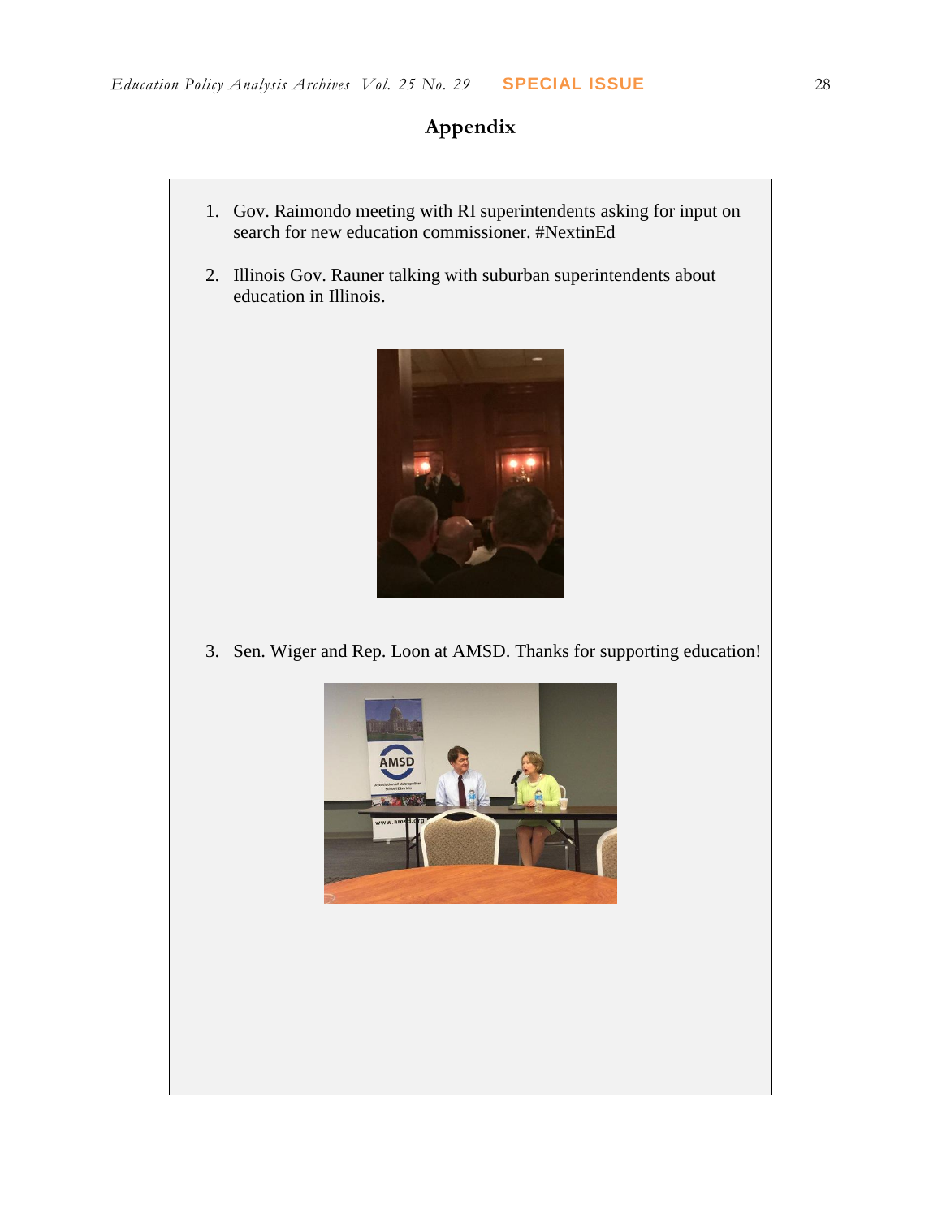## Appendix

1. Gov. Raimondo meeting with RI superintendents asking for input on search for new education commissioner. #NextinEd

2. Illinois Gov. Rauner talking with suburban superintendents about education in Illinois.

3. Sen. Wiger and Rep. Loon at AMSD. Thanks for supporting education!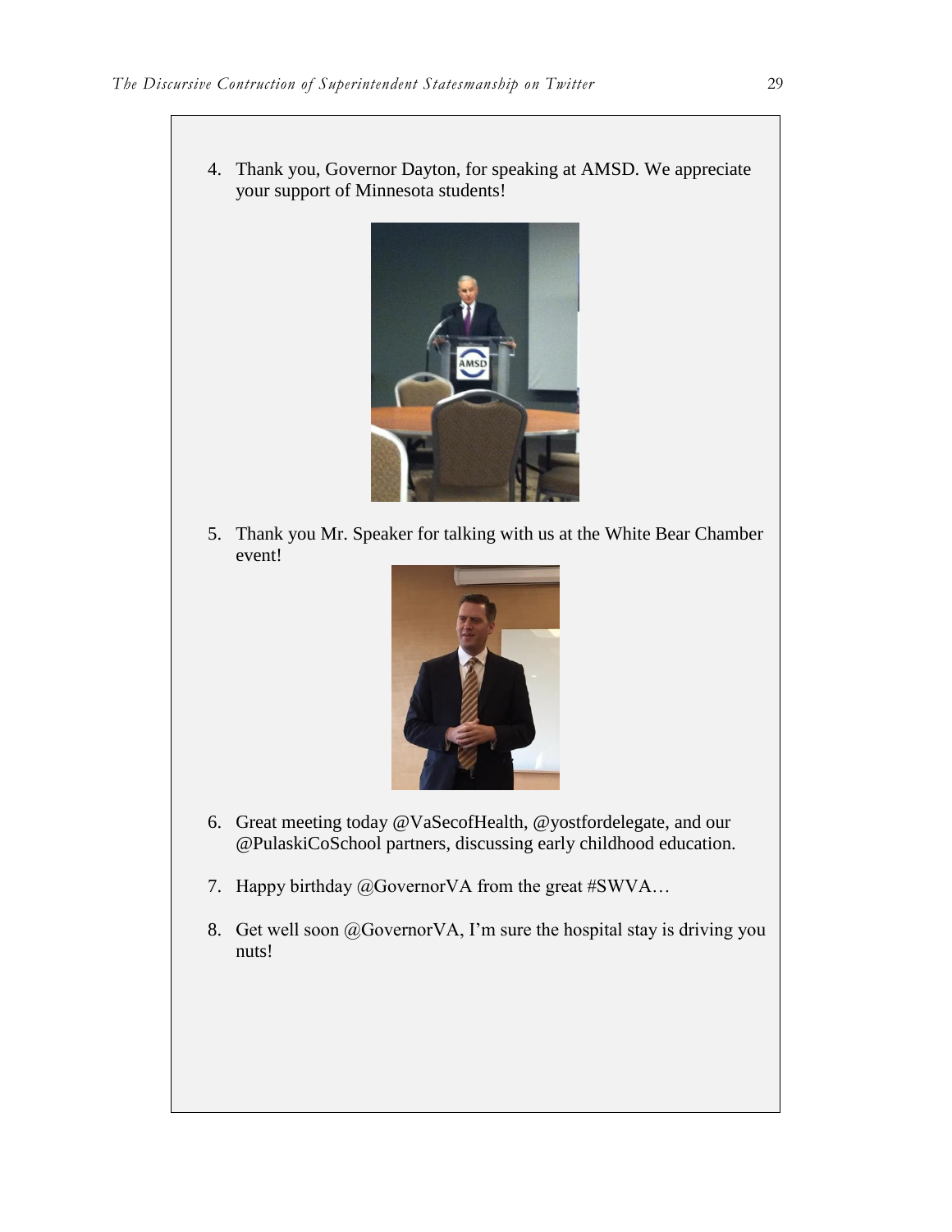4. Thank you, Governor Dayton, for speaking at AMSD. We appreciate your support of Minnesota students!

5. Thank you Mr. Speaker for talking with us at the White Bear Chamber event!

6. Great meeting today @VaSecofHealth, @yostfordelegate, and our @PulaskiCoSchool partners, discussing early childhood education.

7. Happy birthday @GovernorVA from the great #SWVA…

8. Get well soon @GovernorVA, I'm sure the hospital stay is driving you nuts!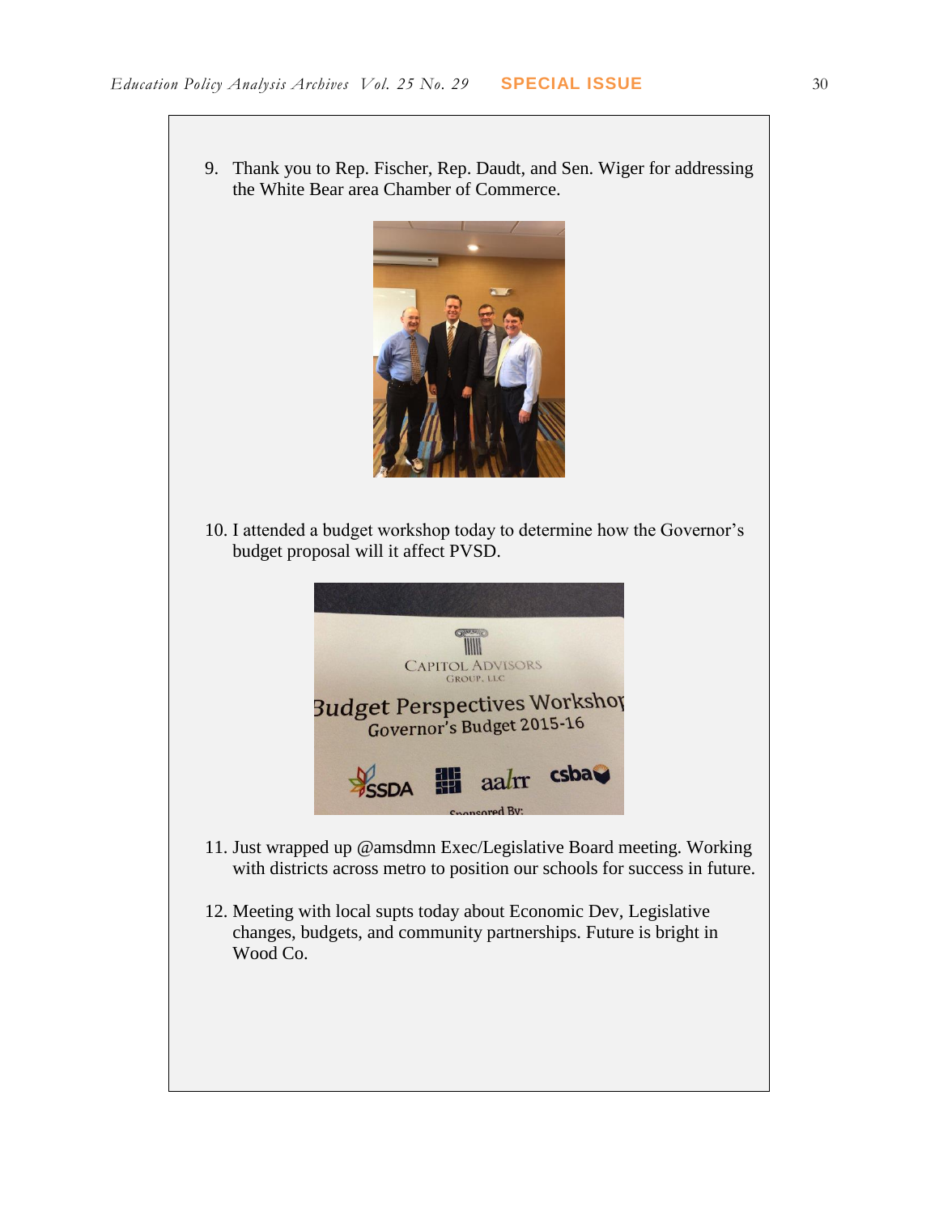9. Thank you to Rep. Fischer, Rep. Daudt, and Sen. Wiger for addressing the White Bear area Chamber of Commerce.

10. I attended a budget workshop today to determine how the Governor's budget proposal will it affect PVSD.

11. Just wrapped up @amsdmn Exec/Legislative Board meeting. Working with districts across metro to position our schools for success in future.

12. Meeting with local supts today about Economic Dev, Legislative changes, budgets, and community partnerships. Future is bright in Wood Co.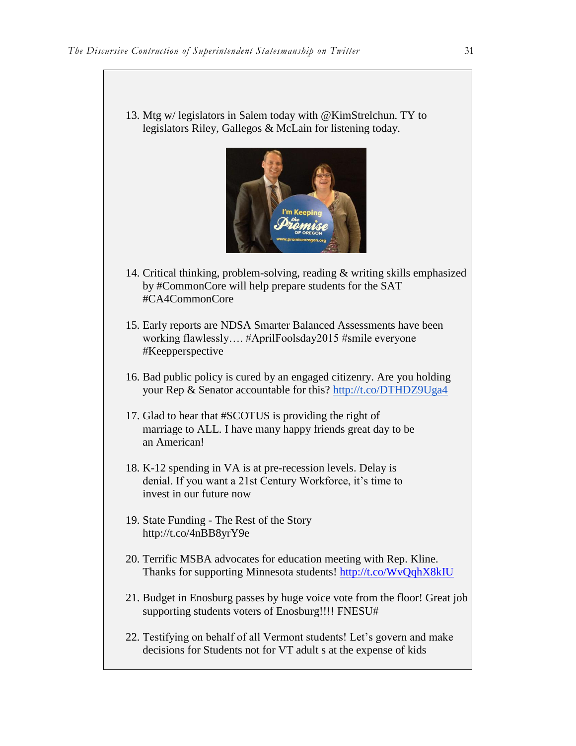13. Mtg w/ legislators in Salem today with @KimStrelchun. TY to legislators Riley, Gallegos & McLain for listening today.

14. Critical thinking, problem-solving, reading & writing skills emphasized by #CommonCore will help prepare students for the SAT #CA4CommonCore

15. Early reports are NDSA Smarter Balanced Assessments have been working flawlessly…. #AprilFoolsday2015 #smile everyone #Keepperspective

16. Bad public policy is cured by an engaged citizenry. Are you holding your Rep & Senator accountable for this? http://t.co/DTHDZ9Uga4

17. Glad to hear that #SCOTUS is providing the right of marriage to ALL. I have many happy friends great day to be an American!

18. K-12 spending in VA is at pre-recession levels. Delay is denial. If you want a 21st Century Workforce, it's time to invest in our future now

19. State Funding - The Rest of the Story http://t.co/4nBB8yrY9e

20. Terrific MSBA advocates for education meeting with Rep. Kline. Thanks for supporting Minnesota students! http://t.co/WvQqhX8kIU

21. Budget in Enosburg passes by huge voice vote from the floor! Great job supporting students voters of Enosburg!!!! FNESU#

22. Testifying on behalf of all Vermont students! Let's govern and make decisions for Students not for VT adult s at the expense of kids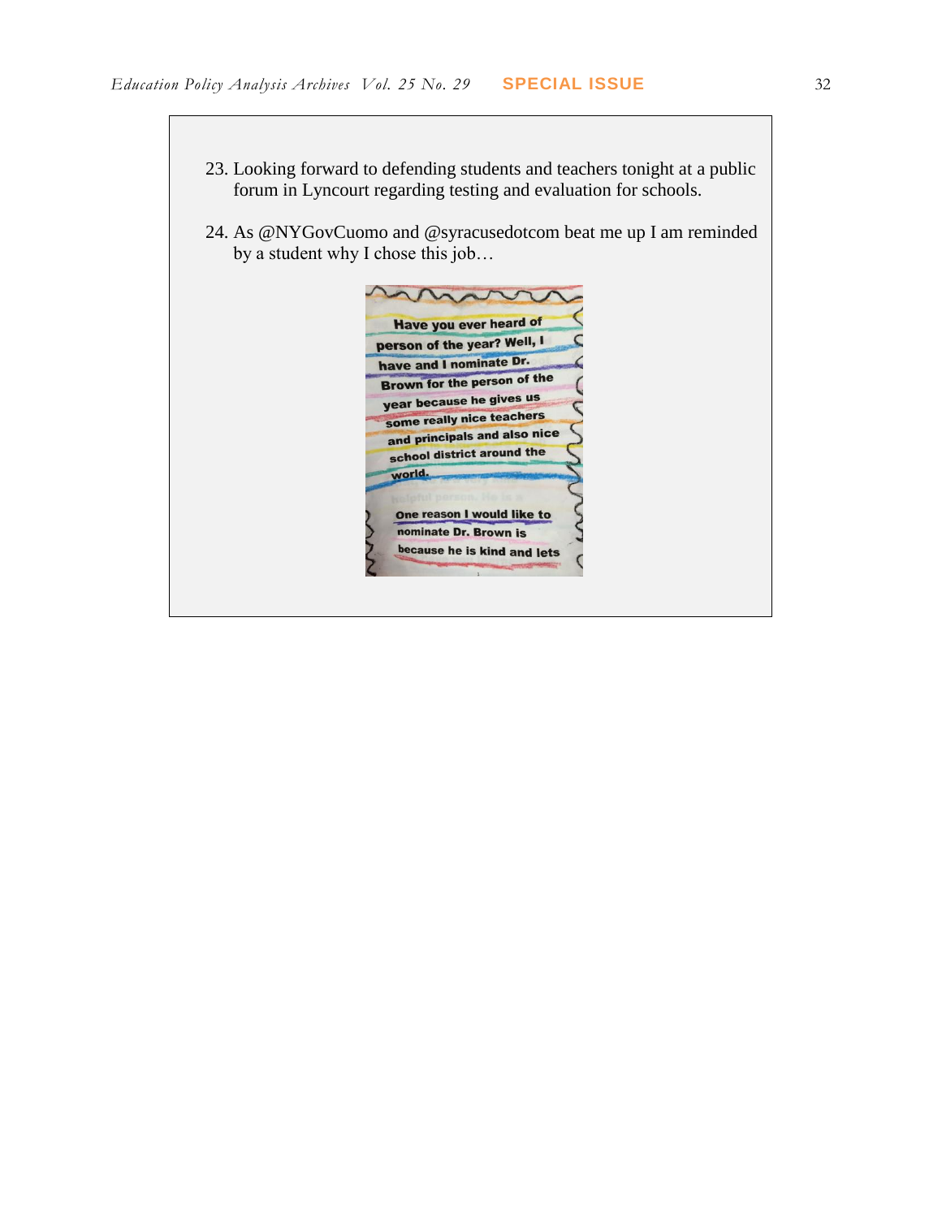23. Looking forward to defending students and teachers tonight at a public forum in Lyncourt regarding testing and evaluation for schools.

24. As @NYGovCuomo and @syracusedotcom beat me up I am reminded by a student why I chose this job…

Have you ever heard of person of the year? Well, I have and I nominate Dr. Brown for the person of the year because he gives us some really nice teachers and principals and also nice school district around the world.

One reason I would like to nominate Dr. Brown is because he is kind and lets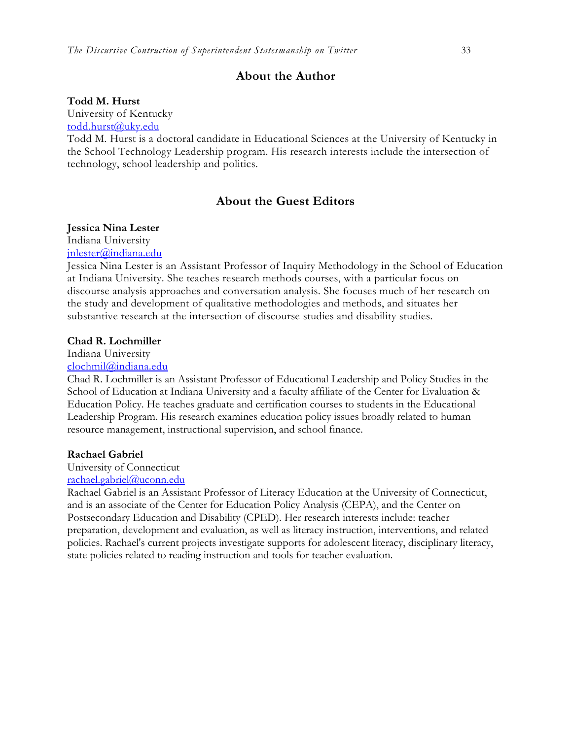## About the Author

**Todd M. Hurst**
University of Kentucky
todd.hurst@uky.edu
Todd M. Hurst is a doctoral candidate in Educational Sciences at the University of Kentucky in the School Technology Leadership program. His research interests include the intersection of technology, school leadership and politics.

## About the Guest Editors

**Jessica Nina Lester**
Indiana University
jnlester@indiana.edu
Jessica Nina Lester is an Assistant Professor of Inquiry Methodology in the School of Education at Indiana University. She teaches research methods courses, with a particular focus on discourse analysis approaches and conversation analysis. She focuses much of her research on the study and development of qualitative methodologies and methods, and situates her substantive research at the intersection of discourse studies and disability studies.

**Chad R. Lochmiller**
Indiana University
clochmil@indiana.edu
Chad R. Lochmiller is an Assistant Professor of Educational Leadership and Policy Studies in the School of Education at Indiana University and a faculty affiliate of the Center for Evaluation & Education Policy. He teaches graduate and certification courses to students in the Educational Leadership Program. His research examines education policy issues broadly related to human resource management, instructional supervision, and school finance.

**Rachael Gabriel**
University of Connecticut
rachael.gabriel@uconn.edu
Rachael Gabriel is an Assistant Professor of Literacy Education at the University of Connecticut, and is an associate of the Center for Education Policy Analysis (CEPA), and the Center on Postsecondary Education and Disability (CPED). Her research interests include: teacher preparation, development and evaluation, as well as literacy instruction, interventions, and related policies. Rachael's current projects investigate supports for adolescent literacy, disciplinary literacy, state policies related to reading instruction and tools for teacher evaluation.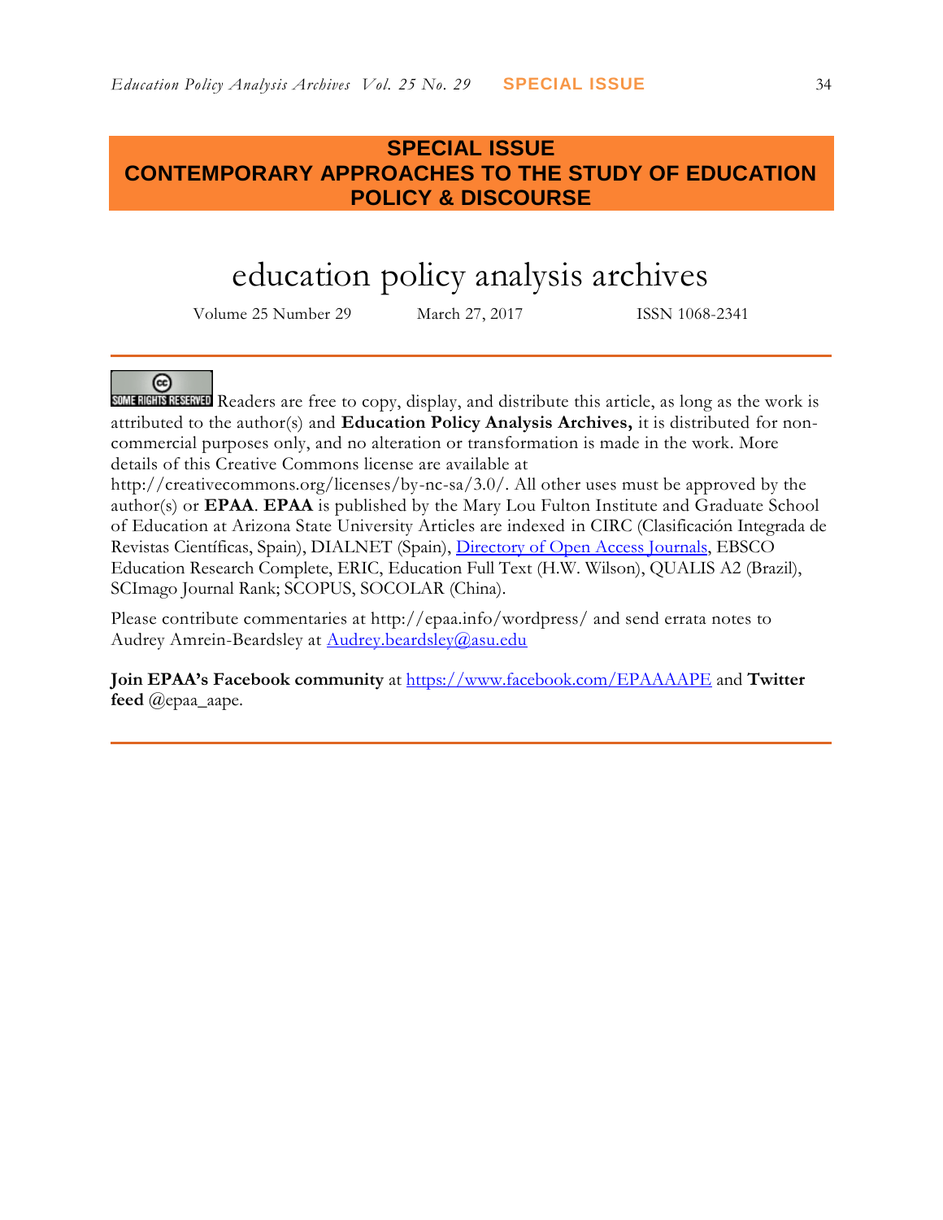**SPECIAL ISSUE**
**CONTEMPORARY APPROACHES TO THE STUDY OF EDUCATION POLICY & DISCOURSE**

# education policy analysis archives

Volume 25 Number 29 March 27, 2017 ISSN 1068-2341

SOME RIGHTS RESERVED Readers are free to copy, display, and distribute this article, as long as the work is attributed to the author(s) and **Education Policy Analysis Archives,** it is distributed for non-commercial purposes only, and no alteration or transformation is made in the work. More details of this Creative Commons license are available at http://creativecommons.org/licenses/by-nc-sa/3.0/. All other uses must be approved by the author(s) or **EPAA**. **EPAA** is published by the Mary Lou Fulton Institute and Graduate School of Education at Arizona State University Articles are indexed in CIRC (Clasificación Integrada de Revistas Científicas, Spain), DIALNET (Spain), Directory of Open Access Journals, EBSCO Education Research Complete, ERIC, Education Full Text (H.W. Wilson), QUALIS A2 (Brazil), SCImago Journal Rank; SCOPUS, SOCOLAR (China).

Please contribute commentaries at http://epaa.info/wordpress/ and send errata notes to Audrey Amrein-Beardsley at Audrey.beardsley@asu.edu

**Join EPAA's Facebook community** at https://www.facebook.com/EPAAAAPE and **Twitter feed** @epaa_aape.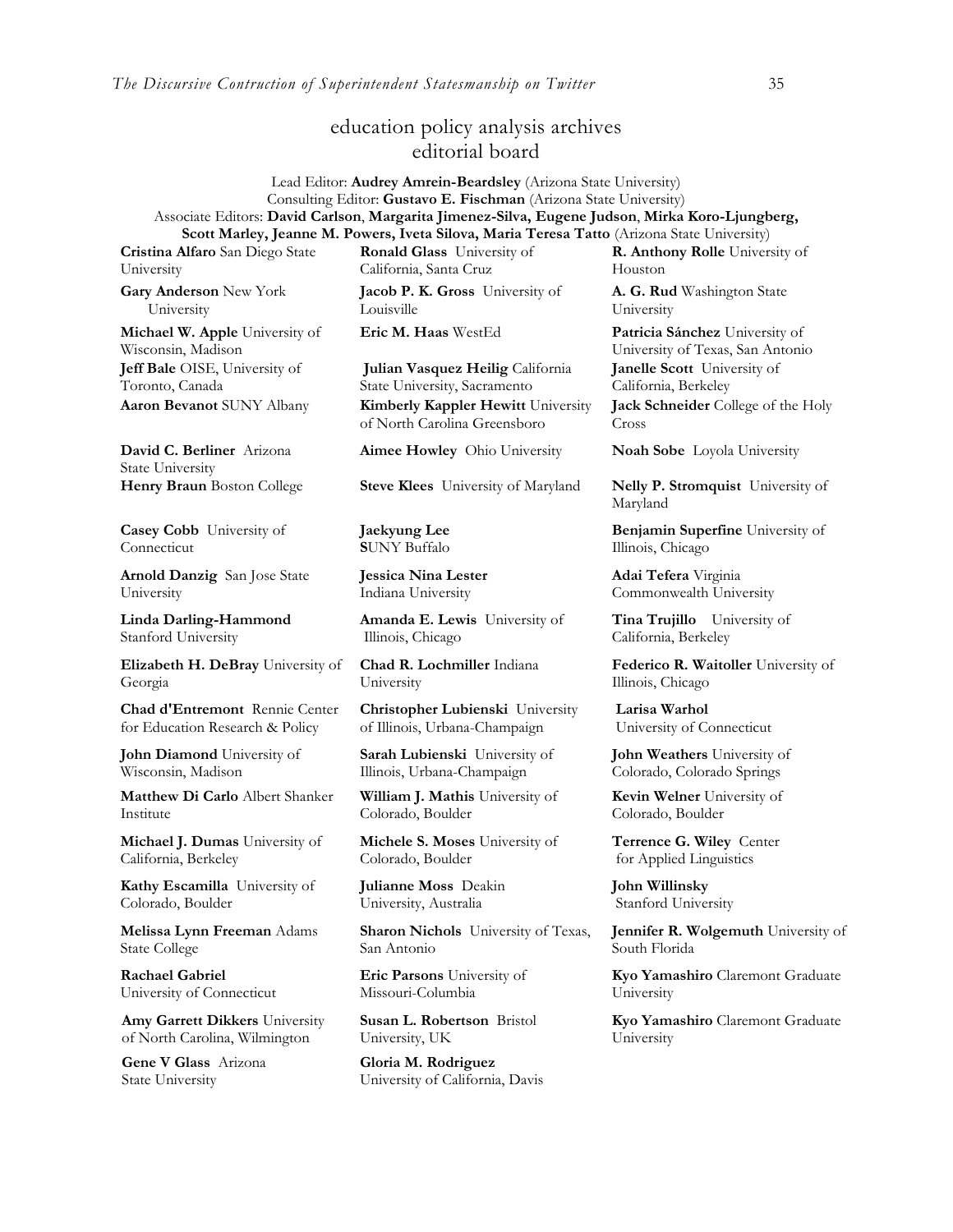# education policy analysis archives
## editorial board

Lead Editor: **Audrey Amrein-Beardsley** (Arizona State University)
Consulting Editor: **Gustavo E. Fischman** (Arizona State University)
Associate Editors: **David Carlson**, **Margarita Jimenez-Silva, Eugene Judson**, **Mirka Koro-Ljungberg, Scott Marley, Jeanne M. Powers, Iveta Silova, Maria Teresa Tatto** (Arizona State University)

**Cristina Alfaro** San Diego State University

**Gary Anderson** New York University

**Michael W. Apple** University of Wisconsin, Madison

**Jeff Bale** OISE, University of Toronto, Canada

**Aaron Bevanot** SUNY Albany

**David C. Berliner** Arizona State University

**Henry Braun** Boston College

**Casey Cobb** University of Connecticut

**Arnold Danzig** San Jose State University

**Linda Darling-Hammond** Stanford University

**Elizabeth H. DeBray** University of Georgia

**Chad d'Entremont** Rennie Center for Education Research & Policy

**John Diamond** University of Wisconsin, Madison

**Matthew Di Carlo** Albert Shanker Institute

**Michael J. Dumas** University of California, Berkeley

**Kathy Escamilla** University of Colorado, Boulder

**Melissa Lynn Freeman** Adams State College

**Rachael Gabriel** University of Connecticut

**Amy Garrett Dikkers** University of North Carolina, Wilmington

**Gene V Glass** Arizona State University

**Ronald Glass** University of California, Santa Cruz

**Jacob P. K. Gross** University of Louisville

**Eric M. Haas** WestEd

**Julian Vasquez Heilig** California State University, Sacramento

**Kimberly Kappler Hewitt** University of North Carolina Greensboro

**Aimee Howley** Ohio University

**Steve Klees** University of Maryland

**Jaekyung Lee** **S**UNY Buffalo

**Jessica Nina Lester** Indiana University

**Amanda E. Lewis** University of Illinois, Chicago

**Chad R. Lochmiller** Indiana University

**Christopher Lubienski** University of Illinois, Urbana-Champaign

**Sarah Lubienski** University of Illinois, Urbana-Champaign

**William J. Mathis** University of Colorado, Boulder

**Michele S. Moses** University of Colorado, Boulder

**Julianne Moss** Deakin University, Australia

**Sharon Nichols** University of Texas, San Antonio

**Eric Parsons** University of Missouri-Columbia

**Susan L. Robertson** Bristol University, UK

**Gloria M. Rodriguez** University of California, Davis

**R. Anthony Rolle** University of Houston

**A. G. Rud** Washington State University

**Patricia Sánchez** University of University of Texas, San Antonio

**Janelle Scott** University of California, Berkeley

**Jack Schneider** College of the Holy Cross

**Noah Sobe** Loyola University

**Nelly P. Stromquist** University of Maryland

**Benjamin Superfine** University of Illinois, Chicago

**Adai Tefera** Virginia Commonwealth University

**Tina Trujillo** University of California, Berkeley

**Federico R. Waitoller** University of Illinois, Chicago

**Larisa Warhol** University of Connecticut

**John Weathers** University of Colorado, Colorado Springs

**Kevin Welner** University of Colorado, Boulder

**Terrence G. Wiley** Center for Applied Linguistics

**John Willinsky** Stanford University

**Jennifer R. Wolgemuth** University of South Florida

**Kyo Yamashiro** Claremont Graduate University

**Kyo Yamashiro** Claremont Graduate University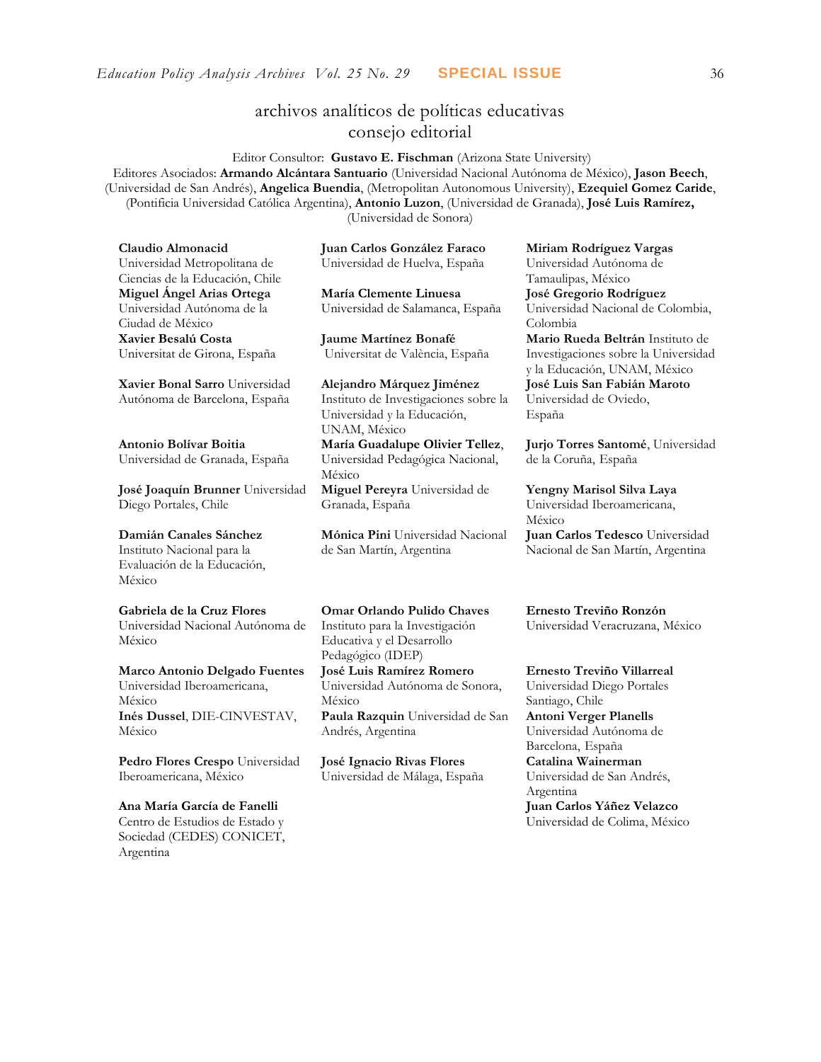# archivos analíticos de políticas educativas
## consejo editorial

Editor Consultor: **Gustavo E. Fischman** (Arizona State University)

Editores Asociados: **Armando Alcántara Santuario** (Universidad Nacional Autónoma de México), **Jason Beech**, (Universidad de San Andrés), **Angelica Buendia**, (Metropolitan Autonomous University), **Ezequiel Gomez Caride**, (Pontificia Universidad Católica Argentina), **Antonio Luzon**, (Universidad de Granada), **José Luis Ramírez,** (Universidad de Sonora)

**Claudio Almonacid** Universidad Metropolitana de Ciencias de la Educación, Chile

**Miguel Ángel Arias Ortega** Universidad Autónoma de la Ciudad de México

**Xavier Besalú Costa** Universitat de Girona, España

**Xavier Bonal Sarro** Universidad Autónoma de Barcelona, España

**Antonio Bolívar Boitia** Universidad de Granada, España

**José Joaquín Brunner** Universidad Diego Portales, Chile

**Damián Canales Sánchez** Instituto Nacional para la Evaluación de la Educación, México

**Gabriela de la Cruz Flores** Universidad Nacional Autónoma de México

**Marco Antonio Delgado Fuentes** Universidad Iberoamericana, México

**Inés Dussel**, DIE-CINVESTAV, México

**Pedro Flores Crespo** Universidad Iberoamericana, México

**Ana María García de Fanelli** Centro de Estudios de Estado y Sociedad (CEDES) CONICET, Argentina

**Juan Carlos González Faraco** Universidad de Huelva, España

**María Clemente Linuesa** Universidad de Salamanca, España

**Jaume Martínez Bonafé** Universitat de València, España

**Alejandro Márquez Jiménez** Instituto de Investigaciones sobre la Universidad y la Educación, UNAM, México

**María Guadalupe Olivier Tellez**, Universidad Pedagógica Nacional, México

**Miguel Pereyra** Universidad de Granada, España

**Mónica Pini** Universidad Nacional de San Martín, Argentina

**Omar Orlando Pulido Chaves** Instituto para la Investigación Educativa y el Desarrollo Pedagógico (IDEP)

**José Luis Ramírez Romero** Universidad Autónoma de Sonora, México

**Paula Razquin** Universidad de San Andrés, Argentina

**José Ignacio Rivas Flores** Universidad de Málaga, España

**Miriam Rodríguez Vargas** Universidad Autónoma de Tamaulipas, México

**José Gregorio Rodríguez** Universidad Nacional de Colombia, Colombia

**Mario Rueda Beltrán** Instituto de Investigaciones sobre la Universidad y la Educación, UNAM, México

**José Luis San Fabián Maroto** Universidad de Oviedo, España

**Jurjo Torres Santomé**, Universidad de la Coruña, España

**Yengny Marisol Silva Laya** Universidad Iberoamericana, México

**Juan Carlos Tedesco** Universidad Nacional de San Martín, Argentina

**Ernesto Treviño Ronzón** Universidad Veracruzana, México

**Ernesto Treviño Villarreal** Universidad Diego Portales Santiago, Chile

**Antoni Verger Planells** Universidad Autónoma de Barcelona, España

**Catalina Wainerman** Universidad de San Andrés, Argentina

**Juan Carlos Yáñez Velazco** Universidad de Colima, México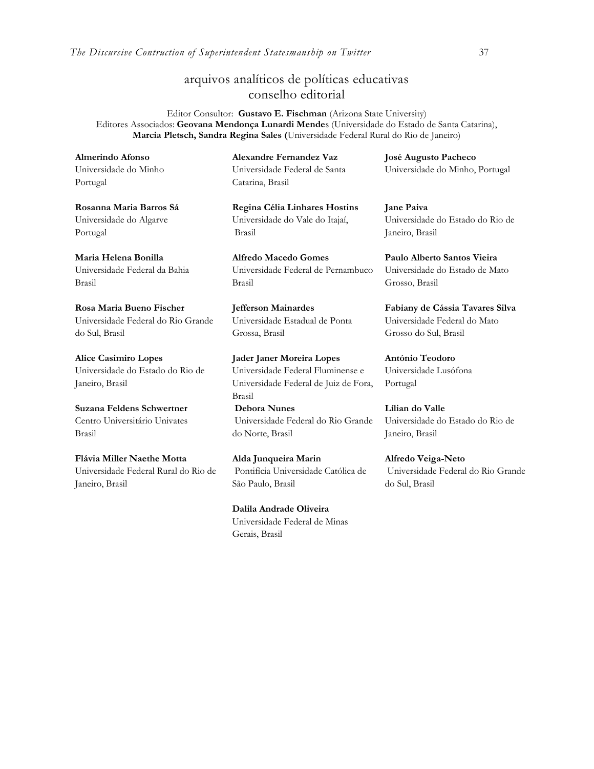# arquivos analíticos de políticas educativas
## conselho editorial

Editor Consultor: **Gustavo E. Fischman** (Arizona State University)
Editores Associados: **Geovana Mendonça Lunardi Mende**s (Universidade do Estado de Santa Catarina), **Marcia Pletsch, Sandra Regina Sales (**Universidade Federal Rural do Rio de Janeiro)

**Almerindo Afonso**
Universidade do Minho
Portugal

**Rosanna Maria Barros Sá**
Universidade do Algarve
Portugal

**Maria Helena Bonilla**
Universidade Federal da Bahia
Brasil

**Rosa Maria Bueno Fischer**
Universidade Federal do Rio Grande do Sul, Brasil

**Alice Casimiro Lopes**
Universidade do Estado do Rio de Janeiro, Brasil

**Suzana Feldens Schwertner**
Centro Universitário Univates
Brasil

**Flávia Miller Naethe Motta**
Universidade Federal Rural do Rio de Janeiro, Brasil

**Alexandre Fernandez Vaz**
Universidade Federal de Santa Catarina, Brasil

**Regina Célia Linhares Hostins**
Universidade do Vale do Itajaí, Brasil

**Alfredo Macedo Gomes**
Universidade Federal de Pernambuco
Brasil

**Jefferson Mainardes**
Universidade Estadual de Ponta Grossa, Brasil

**Jader Janer Moreira Lopes**
Universidade Federal Fluminense e Universidade Federal de Juiz de Fora, Brasil

**Debora Nunes**
Universidade Federal do Rio Grande do Norte, Brasil

**Alda Junqueira Marin**
Pontifícia Universidade Católica de São Paulo, Brasil

**Dalila Andrade Oliveira**
Universidade Federal de Minas Gerais, Brasil

**José Augusto Pacheco**
Universidade do Minho, Portugal

**Jane Paiva**
Universidade do Estado do Rio de Janeiro, Brasil

**Paulo Alberto Santos Vieira**
Universidade do Estado de Mato Grosso, Brasil

**Fabiany de Cássia Tavares Silva**
Universidade Federal do Mato Grosso do Sul, Brasil

**António Teodoro**
Universidade Lusófona
Portugal

**Lílian do Valle**
Universidade do Estado do Rio de Janeiro, Brasil

**Alfredo Veiga-Neto**
Universidade Federal do Rio Grande do Sul, Brasil